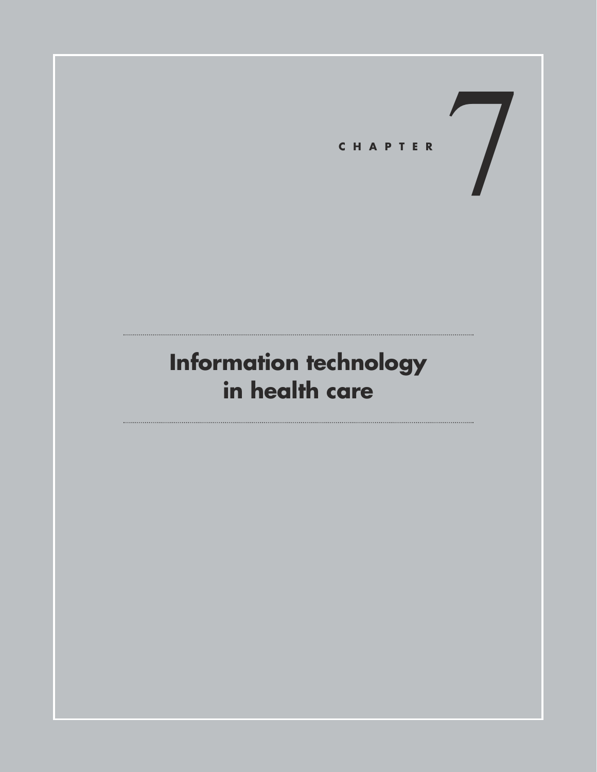CHAPTER 7

# Information technology in health care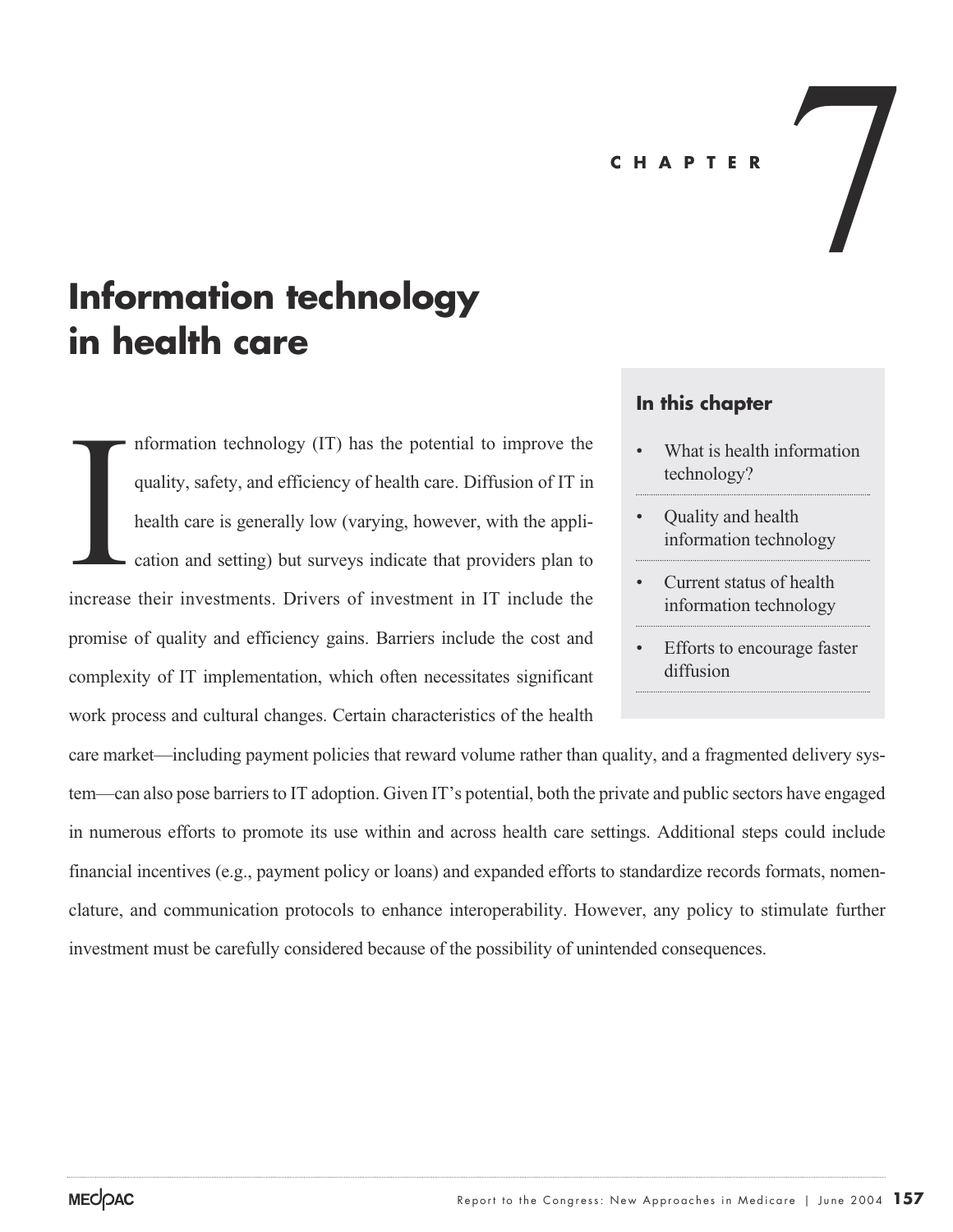CHAPTER 7

# Information technology in health care

Information technology (IT) has the potential to improve the quality, safety, and efficiency of health care. Diffusion of IT in health care is generally low (varying, however, with the application and setting) but surveys indicate that providers plan to increase their investments. Drivers of investment in IT include the promise of quality and efficiency gains. Barriers include the cost and complexity of IT implementation, which often necessitates significant work process and cultural changes. Certain characteristics of the health care market—including payment policies that reward volume rather than quality, and a fragmented delivery system—can also pose barriers to IT adoption. Given IT's potential, both the private and public sectors have engaged in numerous efforts to promote its use within and across health care settings. Additional steps could include financial incentives (e.g., payment policy or loans) and expanded efforts to standardize records formats, nomenclature, and communication protocols to enhance interoperability. However, any policy to stimulate further investment must be carefully considered because of the possibility of unintended consequences.

### In this chapter

- What is health information technology?
- Quality and health information technology
- Current status of health information technology
- Efforts to encourage faster diffusion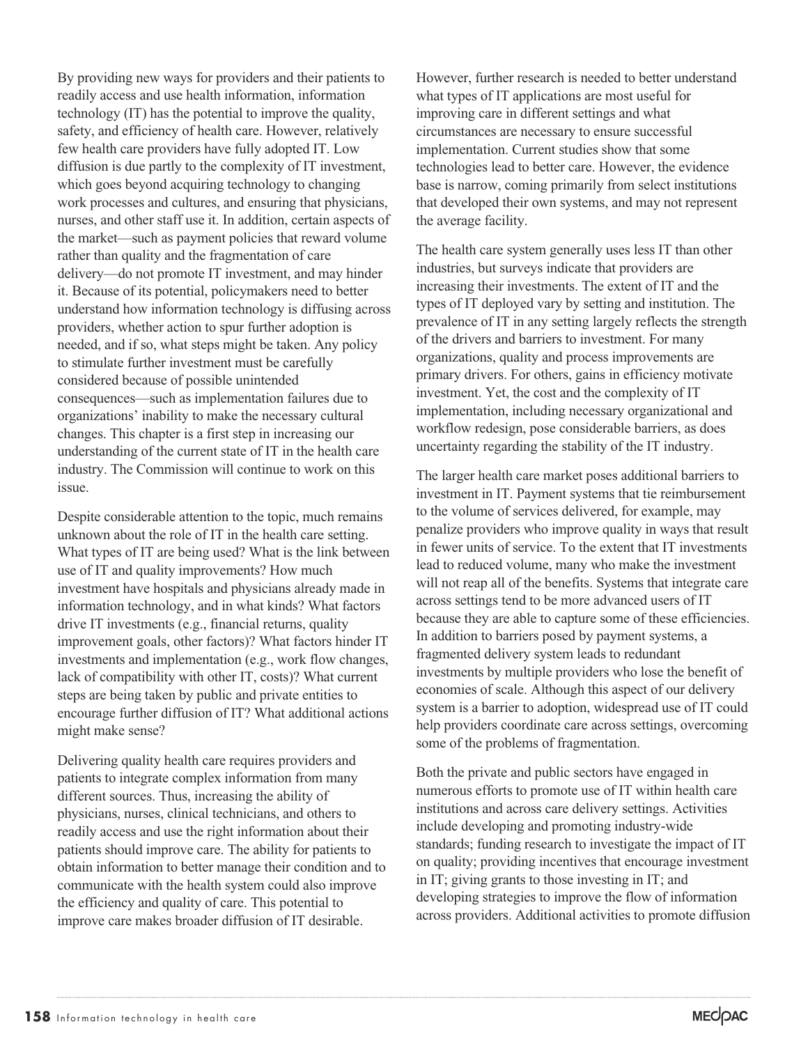By providing new ways for providers and their patients to readily access and use health information, information technology (IT) has the potential to improve the quality, safety, and efficiency of health care. However, relatively few health care providers have fully adopted IT. Low diffusion is due partly to the complexity of IT investment, which goes beyond acquiring technology to changing work processes and cultures, and ensuring that physicians, nurses, and other staff use it. In addition, certain aspects of the market—such as payment policies that reward volume rather than quality and the fragmentation of care delivery—do not promote IT investment, and may hinder it. Because of its potential, policymakers need to better understand how information technology is diffusing across providers, whether action to spur further adoption is needed, and if so, what steps might be taken. Any policy to stimulate further investment must be carefully considered because of possible unintended consequences—such as implementation failures due to organizations' inability to make the necessary cultural changes. This chapter is a first step in increasing our understanding of the current state of IT in the health care industry. The Commission will continue to work on this issue.

Despite considerable attention to the topic, much remains unknown about the role of IT in the health care setting. What types of IT are being used? What is the link between use of IT and quality improvements? How much investment have hospitals and physicians already made in information technology, and in what kinds? What factors drive IT investments (e.g., financial returns, quality improvement goals, other factors)? What factors hinder IT investments and implementation (e.g., work flow changes, lack of compatibility with other IT, costs)? What current steps are being taken by public and private entities to encourage further diffusion of IT? What additional actions might make sense?

Delivering quality health care requires providers and patients to integrate complex information from many different sources. Thus, increasing the ability of physicians, nurses, clinical technicians, and others to readily access and use the right information about their patients should improve care. The ability for patients to obtain information to better manage their condition and to communicate with the health system could also improve the efficiency and quality of care. This potential to improve care makes broader diffusion of IT desirable.

However, further research is needed to better understand what types of IT applications are most useful for improving care in different settings and what circumstances are necessary to ensure successful implementation. Current studies show that some technologies lead to better care. However, the evidence base is narrow, coming primarily from select institutions that developed their own systems, and may not represent the average facility.

The health care system generally uses less IT than other industries, but surveys indicate that providers are increasing their investments. The extent of IT and the types of IT deployed vary by setting and institution. The prevalence of IT in any setting largely reflects the strength of the drivers and barriers to investment. For many organizations, quality and process improvements are primary drivers. For others, gains in efficiency motivate investment. Yet, the cost and the complexity of IT implementation, including necessary organizational and workflow redesign, pose considerable barriers, as does uncertainty regarding the stability of the IT industry.

The larger health care market poses additional barriers to investment in IT. Payment systems that tie reimbursement to the volume of services delivered, for example, may penalize providers who improve quality in ways that result in fewer units of service. To the extent that IT investments lead to reduced volume, many who make the investment will not reap all of the benefits. Systems that integrate care across settings tend to be more advanced users of IT because they are able to capture some of these efficiencies. In addition to barriers posed by payment systems, a fragmented delivery system leads to redundant investments by multiple providers who lose the benefit of economies of scale. Although this aspect of our delivery system is a barrier to adoption, widespread use of IT could help providers coordinate care across settings, overcoming some of the problems of fragmentation.

Both the private and public sectors have engaged in numerous efforts to promote use of IT within health care institutions and across care delivery settings. Activities include developing and promoting industry-wide standards; funding research to investigate the impact of IT on quality; providing incentives that encourage investment in IT; giving grants to those investing in IT; and developing strategies to improve the flow of information across providers. Additional activities to promote diffusion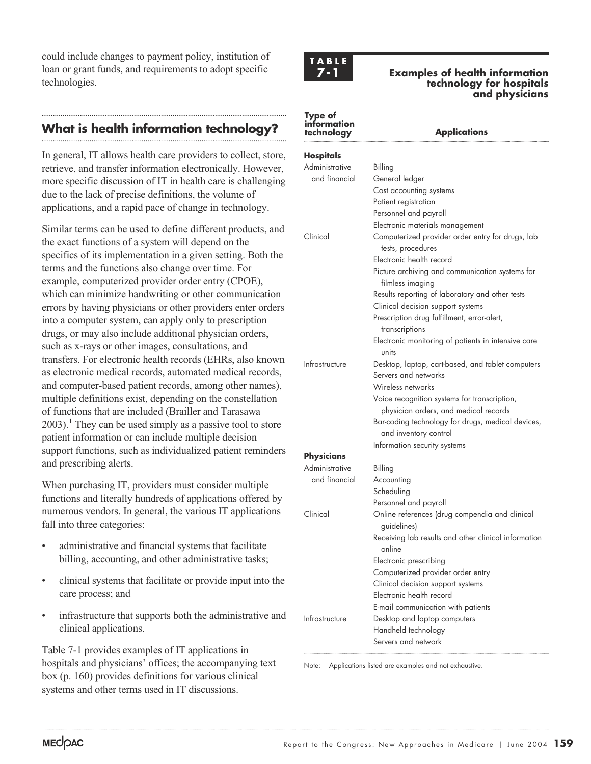could include changes to payment policy, institution of loan or grant funds, and requirements to adopt specific technologies.

## What is health information technology?

In general, IT allows health care providers to collect, store, retrieve, and transfer information electronically. However, more specific discussion of IT in health care is challenging due to the lack of precise definitions, the volume of applications, and a rapid pace of change in technology.

Similar terms can be used to define different products, and the exact functions of a system will depend on the specifics of its implementation in a given setting. Both the terms and the functions also change over time. For example, computerized provider order entry (CPOE), which can minimize handwriting or other communication errors by having physicians or other providers enter orders into a computer system, can apply only to prescription drugs, or may also include additional physician orders, such as x-rays or other images, consultations, and transfers. For electronic health records (EHRs, also known as electronic medical records, automated medical records, and computer-based patient records, among other names), multiple definitions exist, depending on the constellation of functions that are included (Brailler and Tarasawa 2003).[1] They can be used simply as a passive tool to store patient information or can include multiple decision support functions, such as individualized patient reminders and prescribing alerts.

When purchasing IT, providers must consider multiple functions and literally hundreds of applications offered by numerous vendors. In general, the various IT applications fall into three categories:

- administrative and financial systems that facilitate billing, accounting, and other administrative tasks;
- clinical systems that facilitate or provide input into the care process; and
- infrastructure that supports both the administrative and clinical applications.

Table 7-1 provides examples of IT applications in hospitals and physicians' offices; the accompanying text box (p. 160) provides definitions for various clinical systems and other terms used in IT discussions.

**TABLE 7-1**

**Examples of health information technology for hospitals and physicians**

| Type of information technology | Applications |
|---|---|
| **Hospitals** | |
| Administrative and financial | Billing |
| | General ledger |
| | Cost accounting systems |
| | Patient registration |
| | Personnel and payroll |
| | Electronic materials management |
| Clinical | Computerized provider order entry for drugs, lab tests, procedures |
| | Electronic health record |
| | Picture archiving and communication systems for filmless imaging |
| | Results reporting of laboratory and other tests |
| | Clinical decision support systems |
| | Prescription drug fulfillment, error-alert, transcriptions |
| | Electronic monitoring of patients in intensive care units |
| Infrastructure | Desktop, laptop, cart-based, and tablet computers |
| | Servers and networks |
| | Wireless networks |
| | Voice recognition systems for transcription, physician orders, and medical records |
| | Bar-coding technology for drugs, medical devices, and inventory control |
| | Information security systems |
| **Physicians** | |
| Administrative and financial | Billing |
| | Accounting |
| | Scheduling |
| | Personnel and payroll |
| Clinical | Online references (drug compendia and clinical guidelines) |
| | Receiving lab results and other clinical information online |
| | Electronic prescribing |
| | Computerized provider order entry |
| | Clinical decision support systems |
| | Electronic health record |
| | E-mail communication with patients |
| Infrastructure | Desktop and laptop computers |
| | Handheld technology |
| | Servers and network |

Note: Applications listed are examples and not exhaustive.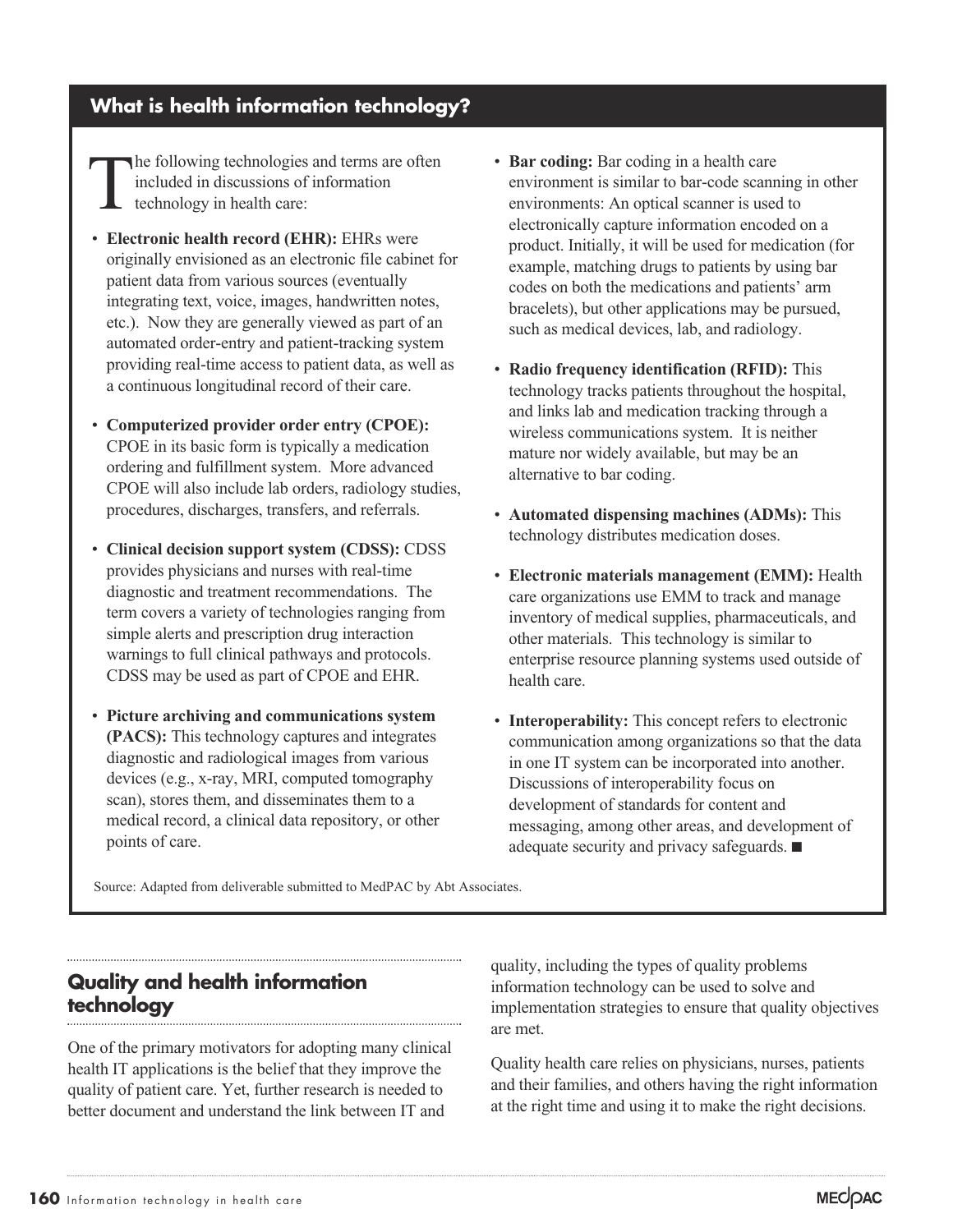## What is health information technology?

The following technologies and terms are often included in discussions of information technology in health care:

- **Electronic health record (EHR):** EHRs were originally envisioned as an electronic file cabinet for patient data from various sources (eventually integrating text, voice, images, handwritten notes, etc.). Now they are generally viewed as part of an automated order-entry and patient-tracking system providing real-time access to patient data, as well as a continuous longitudinal record of their care.
- **Computerized provider order entry (CPOE):** CPOE in its basic form is typically a medication ordering and fulfillment system. More advanced CPOE will also include lab orders, radiology studies, procedures, discharges, transfers, and referrals.
- **Clinical decision support system (CDSS):** CDSS provides physicians and nurses with real-time diagnostic and treatment recommendations. The term covers a variety of technologies ranging from simple alerts and prescription drug interaction warnings to full clinical pathways and protocols. CDSS may be used as part of CPOE and EHR.
- **Picture archiving and communications system (PACS):** This technology captures and integrates diagnostic and radiological images from various devices (e.g., x-ray, MRI, computed tomography scan), stores them, and disseminates them to a medical record, a clinical data repository, or other points of care.
- **Bar coding:** Bar coding in a health care environment is similar to bar-code scanning in other environments: An optical scanner is used to electronically capture information encoded on a product. Initially, it will be used for medication (for example, matching drugs to patients by using bar codes on both the medications and patients' arm bracelets), but other applications may be pursued, such as medical devices, lab, and radiology.
- **Radio frequency identification (RFID):** This technology tracks patients throughout the hospital, and links lab and medication tracking through a wireless communications system. It is neither mature nor widely available, but may be an alternative to bar coding.
- **Automated dispensing machines (ADMs):** This technology distributes medication doses.
- **Electronic materials management (EMM):** Health care organizations use EMM to track and manage inventory of medical supplies, pharmaceuticals, and other materials. This technology is similar to enterprise resource planning systems used outside of health care.
- **Interoperability:** This concept refers to electronic communication among organizations so that the data in one IT system can be incorporated into another. Discussions of interoperability focus on development of standards for content and messaging, among other areas, and development of adequate security and privacy safeguards. ■

Source: Adapted from deliverable submitted to MedPAC by Abt Associates.

## Quality and health information technology

One of the primary motivators for adopting many clinical health IT applications is the belief that they improve the quality of patient care. Yet, further research is needed to better document and understand the link between IT and quality, including the types of quality problems information technology can be used to solve and implementation strategies to ensure that quality objectives are met.

Quality health care relies on physicians, nurses, patients and their families, and others having the right information at the right time and using it to make the right decisions.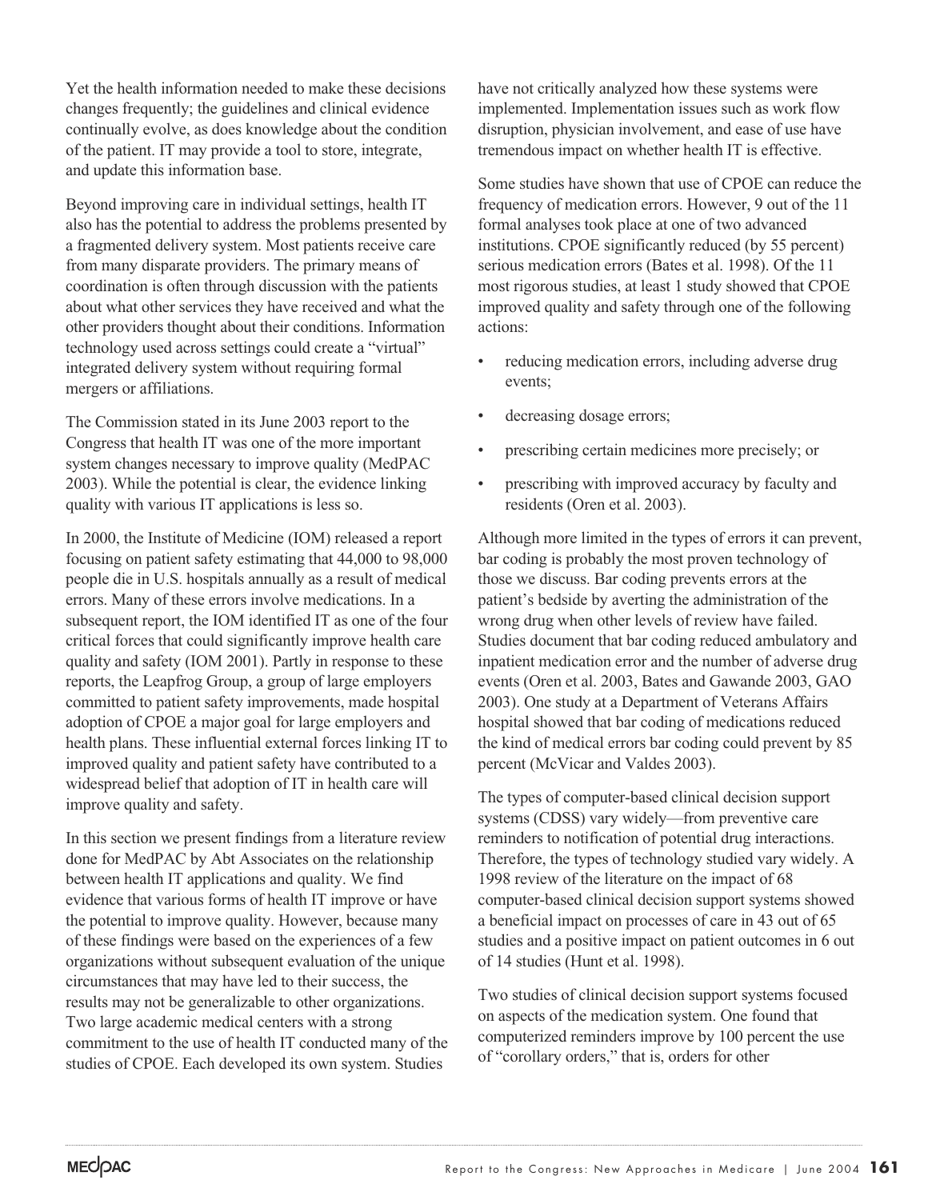Yet the health information needed to make these decisions changes frequently; the guidelines and clinical evidence continually evolve, as does knowledge about the condition of the patient. IT may provide a tool to store, integrate, and update this information base.

Beyond improving care in individual settings, health IT also has the potential to address the problems presented by a fragmented delivery system. Most patients receive care from many disparate providers. The primary means of coordination is often through discussion with the patients about what other services they have received and what the other providers thought about their conditions. Information technology used across settings could create a "virtual" integrated delivery system without requiring formal mergers or affiliations.

The Commission stated in its June 2003 report to the Congress that health IT was one of the more important system changes necessary to improve quality (MedPAC 2003). While the potential is clear, the evidence linking quality with various IT applications is less so.

In 2000, the Institute of Medicine (IOM) released a report focusing on patient safety estimating that 44,000 to 98,000 people die in U.S. hospitals annually as a result of medical errors. Many of these errors involve medications. In a subsequent report, the IOM identified IT as one of the four critical forces that could significantly improve health care quality and safety (IOM 2001). Partly in response to these reports, the Leapfrog Group, a group of large employers committed to patient safety improvements, made hospital adoption of CPOE a major goal for large employers and health plans. These influential external forces linking IT to improved quality and patient safety have contributed to a widespread belief that adoption of IT in health care will improve quality and safety.

In this section we present findings from a literature review done for MedPAC by Abt Associates on the relationship between health IT applications and quality. We find evidence that various forms of health IT improve or have the potential to improve quality. However, because many of these findings were based on the experiences of a few organizations without subsequent evaluation of the unique circumstances that may have led to their success, the results may not be generalizable to other organizations. Two large academic medical centers with a strong commitment to the use of health IT conducted many of the studies of CPOE. Each developed its own system. Studies have not critically analyzed how these systems were implemented. Implementation issues such as work flow disruption, physician involvement, and ease of use have tremendous impact on whether health IT is effective.

Some studies have shown that use of CPOE can reduce the frequency of medication errors. However, 9 out of the 11 formal analyses took place at one of two advanced institutions. CPOE significantly reduced (by 55 percent) serious medication errors (Bates et al. 1998). Of the 11 most rigorous studies, at least 1 study showed that CPOE improved quality and safety through one of the following actions:

- reducing medication errors, including adverse drug events;
- decreasing dosage errors;
- prescribing certain medicines more precisely; or
- prescribing with improved accuracy by faculty and residents (Oren et al. 2003).

Although more limited in the types of errors it can prevent, bar coding is probably the most proven technology of those we discuss. Bar coding prevents errors at the patient's bedside by averting the administration of the wrong drug when other levels of review have failed. Studies document that bar coding reduced ambulatory and inpatient medication error and the number of adverse drug events (Oren et al. 2003, Bates and Gawande 2003, GAO 2003). One study at a Department of Veterans Affairs hospital showed that bar coding of medications reduced the kind of medical errors bar coding could prevent by 85 percent (McVicar and Valdes 2003).

The types of computer-based clinical decision support systems (CDSS) vary widely—from preventive care reminders to notification of potential drug interactions. Therefore, the types of technology studied vary widely. A 1998 review of the literature on the impact of 68 computer-based clinical decision support systems showed a beneficial impact on processes of care in 43 out of 65 studies and a positive impact on patient outcomes in 6 out of 14 studies (Hunt et al. 1998).

Two studies of clinical decision support systems focused on aspects of the medication system. One found that computerized reminders improve by 100 percent the use of "corollary orders," that is, orders for other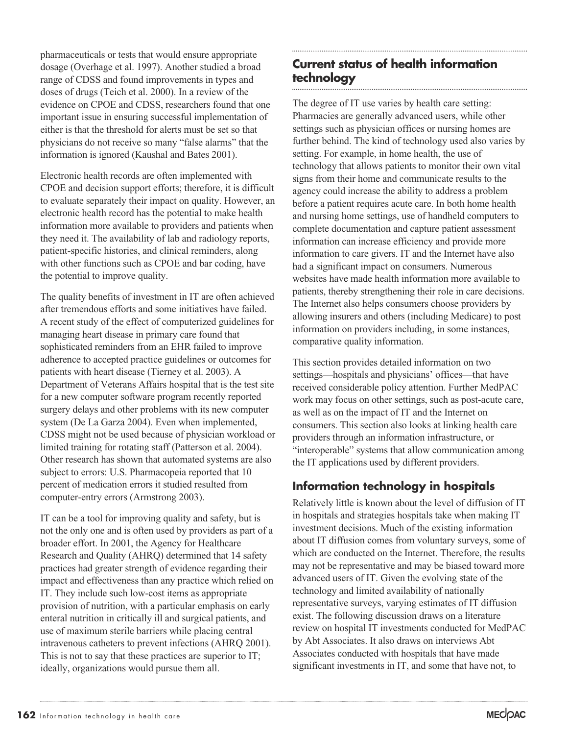pharmaceuticals or tests that would ensure appropriate dosage (Overhage et al. 1997). Another studied a broad range of CDSS and found improvements in types and doses of drugs (Teich et al. 2000). In a review of the evidence on CPOE and CDSS, researchers found that one important issue in ensuring successful implementation of either is that the threshold for alerts must be set so that physicians do not receive so many "false alarms" that the information is ignored (Kaushal and Bates 2001).

Electronic health records are often implemented with CPOE and decision support efforts; therefore, it is difficult to evaluate separately their impact on quality. However, an electronic health record has the potential to make health information more available to providers and patients when they need it. The availability of lab and radiology reports, patient-specific histories, and clinical reminders, along with other functions such as CPOE and bar coding, have the potential to improve quality.

The quality benefits of investment in IT are often achieved after tremendous efforts and some initiatives have failed. A recent study of the effect of computerized guidelines for managing heart disease in primary care found that sophisticated reminders from an EHR failed to improve adherence to accepted practice guidelines or outcomes for patients with heart disease (Tierney et al. 2003). A Department of Veterans Affairs hospital that is the test site for a new computer software program recently reported surgery delays and other problems with its new computer system (De La Garza 2004). Even when implemented, CDSS might not be used because of physician workload or limited training for rotating staff (Patterson et al. 2004). Other research has shown that automated systems are also subject to errors: U.S. Pharmacopeia reported that 10 percent of medication errors it studied resulted from computer-entry errors (Armstrong 2003).

IT can be a tool for improving quality and safety, but is not the only one and is often used by providers as part of a broader effort. In 2001, the Agency for Healthcare Research and Quality (AHRQ) determined that 14 safety practices had greater strength of evidence regarding their impact and effectiveness than any practice which relied on IT. They include such low-cost items as appropriate provision of nutrition, with a particular emphasis on early enteral nutrition in critically ill and surgical patients, and use of maximum sterile barriers while placing central intravenous catheters to prevent infections (AHRQ 2001). This is not to say that these practices are superior to IT; ideally, organizations would pursue them all.

## Current status of health information technology

The degree of IT use varies by health care setting: Pharmacies are generally advanced users, while other settings such as physician offices or nursing homes are further behind. The kind of technology used also varies by setting. For example, in home health, the use of technology that allows patients to monitor their own vital signs from their home and communicate results to the agency could increase the ability to address a problem before a patient requires acute care. In both home health and nursing home settings, use of handheld computers to complete documentation and capture patient assessment information can increase efficiency and provide more information to care givers. IT and the Internet have also had a significant impact on consumers. Numerous websites have made health information more available to patients, thereby strengthening their role in care decisions. The Internet also helps consumers choose providers by allowing insurers and others (including Medicare) to post information on providers including, in some instances, comparative quality information.

This section provides detailed information on two settings—hospitals and physicians' offices—that have received considerable policy attention. Further MedPAC work may focus on other settings, such as post-acute care, as well as on the impact of IT and the Internet on consumers. This section also looks at linking health care providers through an information infrastructure, or "interoperable" systems that allow communication among the IT applications used by different providers.

### Information technology in hospitals

Relatively little is known about the level of diffusion of IT in hospitals and strategies hospitals take when making IT investment decisions. Much of the existing information about IT diffusion comes from voluntary surveys, some of which are conducted on the Internet. Therefore, the results may not be representative and may be biased toward more advanced users of IT. Given the evolving state of the technology and limited availability of nationally representative surveys, varying estimates of IT diffusion exist. The following discussion draws on a literature review on hospital IT investments conducted for MedPAC by Abt Associates. It also draws on interviews Abt Associates conducted with hospitals that have made significant investments in IT, and some that have not, to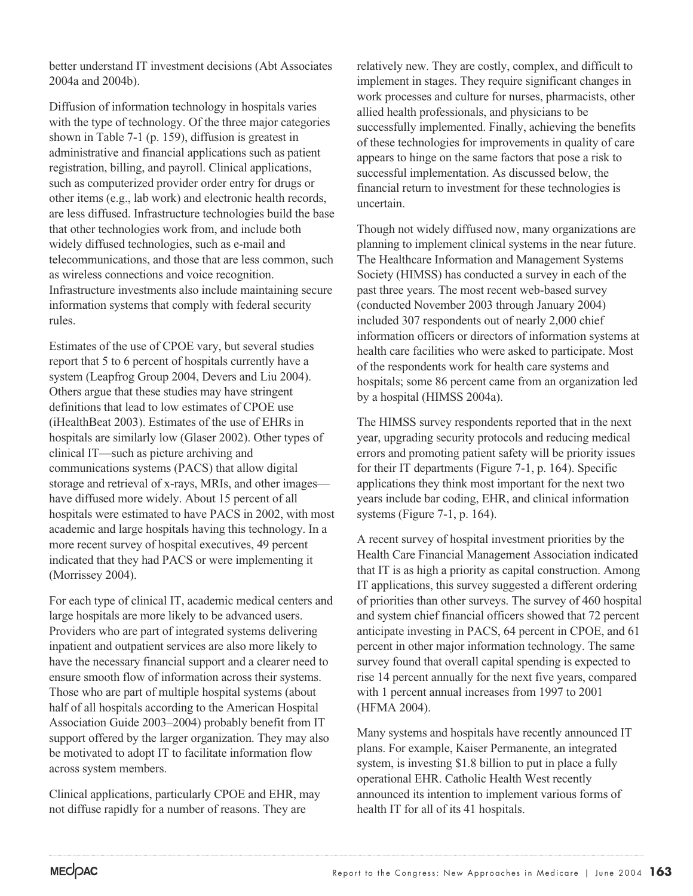better understand IT investment decisions (Abt Associates 2004a and 2004b).

Diffusion of information technology in hospitals varies with the type of technology. Of the three major categories shown in Table 7-1 (p. 159), diffusion is greatest in administrative and financial applications such as patient registration, billing, and payroll. Clinical applications, such as computerized provider order entry for drugs or other items (e.g., lab work) and electronic health records, are less diffused. Infrastructure technologies build the base that other technologies work from, and include both widely diffused technologies, such as e-mail and telecommunications, and those that are less common, such as wireless connections and voice recognition. Infrastructure investments also include maintaining secure information systems that comply with federal security rules.

Estimates of the use of CPOE vary, but several studies report that 5 to 6 percent of hospitals currently have a system (Leapfrog Group 2004, Devers and Liu 2004). Others argue that these studies may have stringent definitions that lead to low estimates of CPOE use (iHealthBeat 2003). Estimates of the use of EHRs in hospitals are similarly low (Glaser 2002). Other types of clinical IT—such as picture archiving and communications systems (PACS) that allow digital storage and retrieval of x-rays, MRIs, and other images—have diffused more widely. About 15 percent of all hospitals were estimated to have PACS in 2002, with most academic and large hospitals having this technology. In a more recent survey of hospital executives, 49 percent indicated that they had PACS or were implementing it (Morrissey 2004).

For each type of clinical IT, academic medical centers and large hospitals are more likely to be advanced users. Providers who are part of integrated systems delivering inpatient and outpatient services are also more likely to have the necessary financial support and a clearer need to ensure smooth flow of information across their systems. Those who are part of multiple hospital systems (about half of all hospitals according to the American Hospital Association Guide 2003–2004) probably benefit from IT support offered by the larger organization. They may also be motivated to adopt IT to facilitate information flow across system members.

Clinical applications, particularly CPOE and EHR, may not diffuse rapidly for a number of reasons. They are relatively new. They are costly, complex, and difficult to implement in stages. They require significant changes in work processes and culture for nurses, pharmacists, other allied health professionals, and physicians to be successfully implemented. Finally, achieving the benefits of these technologies for improvements in quality of care appears to hinge on the same factors that pose a risk to successful implementation. As discussed below, the financial return to investment for these technologies is uncertain.

Though not widely diffused now, many organizations are planning to implement clinical systems in the near future. The Healthcare Information and Management Systems Society (HIMSS) has conducted a survey in each of the past three years. The most recent web-based survey (conducted November 2003 through January 2004) included 307 respondents out of nearly 2,000 chief information officers or directors of information systems at health care facilities who were asked to participate. Most of the respondents work for health care systems and hospitals; some 86 percent came from an organization led by a hospital (HIMSS 2004a).

The HIMSS survey respondents reported that in the next year, upgrading security protocols and reducing medical errors and promoting patient safety will be priority issues for their IT departments (Figure 7-1, p. 164). Specific applications they think most important for the next two years include bar coding, EHR, and clinical information systems (Figure 7-1, p. 164).

A recent survey of hospital investment priorities by the Health Care Financial Management Association indicated that IT is as high a priority as capital construction. Among IT applications, this survey suggested a different ordering of priorities than other surveys. The survey of 460 hospital and system chief financial officers showed that 72 percent anticipate investing in PACS, 64 percent in CPOE, and 61 percent in other major information technology. The same survey found that overall capital spending is expected to rise 14 percent annually for the next five years, compared with 1 percent annual increases from 1997 to 2001 (HFMA 2004).

Many systems and hospitals have recently announced IT plans. For example, Kaiser Permanente, an integrated system, is investing $1.8 billion to put in place a fully operational EHR. Catholic Health West recently announced its intention to implement various forms of health IT for all of its 41 hospitals.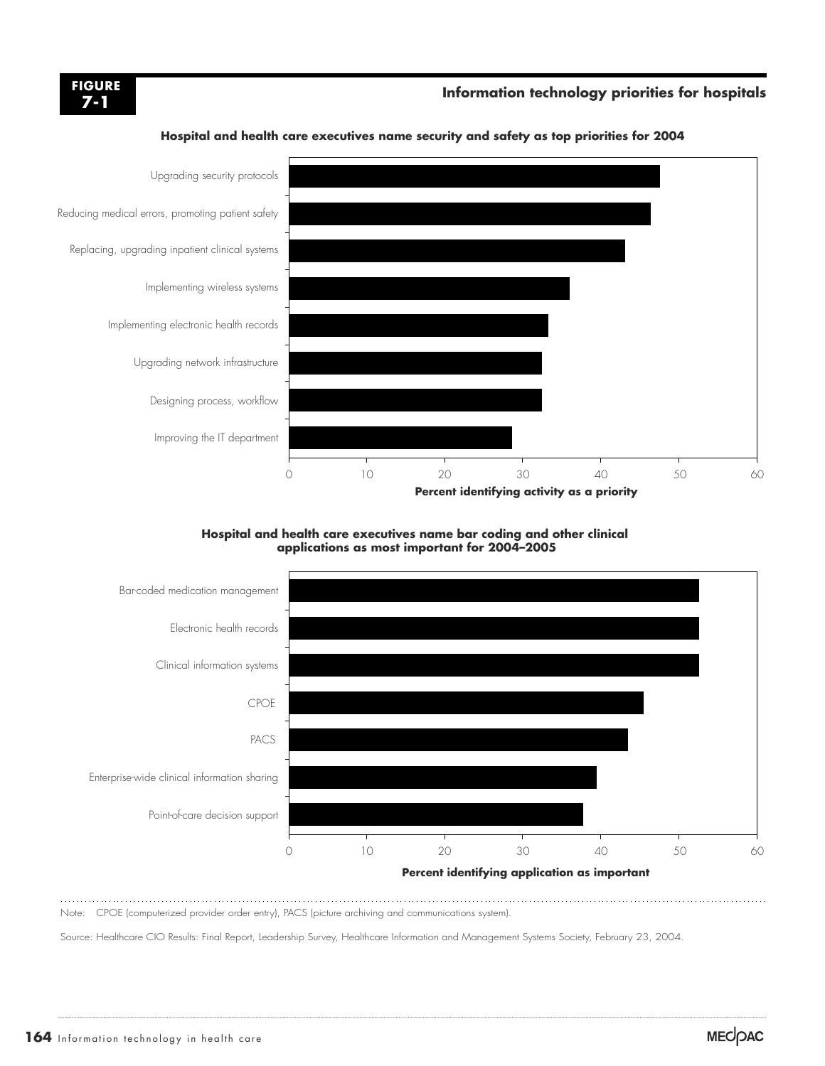**FIGURE 7-1**

**Information technology priorities for hospitals**

**Hospital and health care executives name security and safety as top priorities for 2004**

Upgrading security protocols

Reducing medical errors, promoting patient safety

Replacing, upgrading inpatient clinical systems

Implementing wireless systems

Implementing electronic health records

Upgrading network infrastructure

Designing process, workflow

Improving the IT department

0 10 20 30 40 50 60

**Percent identifying activity as a priority**

**Hospital and health care executives name bar coding and other clinical applications as most important for 2004–2005**

Bar-coded medication management

Electronic health records

Clinical information systems

CPOE

PACS

Enterprise-wide clinical information sharing

Point-of-care decision support

0 10 20 30 40 50 60

**Percent identifying application as important**

Note: CPOE (computerized provider order entry), PACS (picture archiving and communications system).

Source: Healthcare CIO Results: Final Report, Leadership Survey, Healthcare Information and Management Systems Society, February 23, 2004.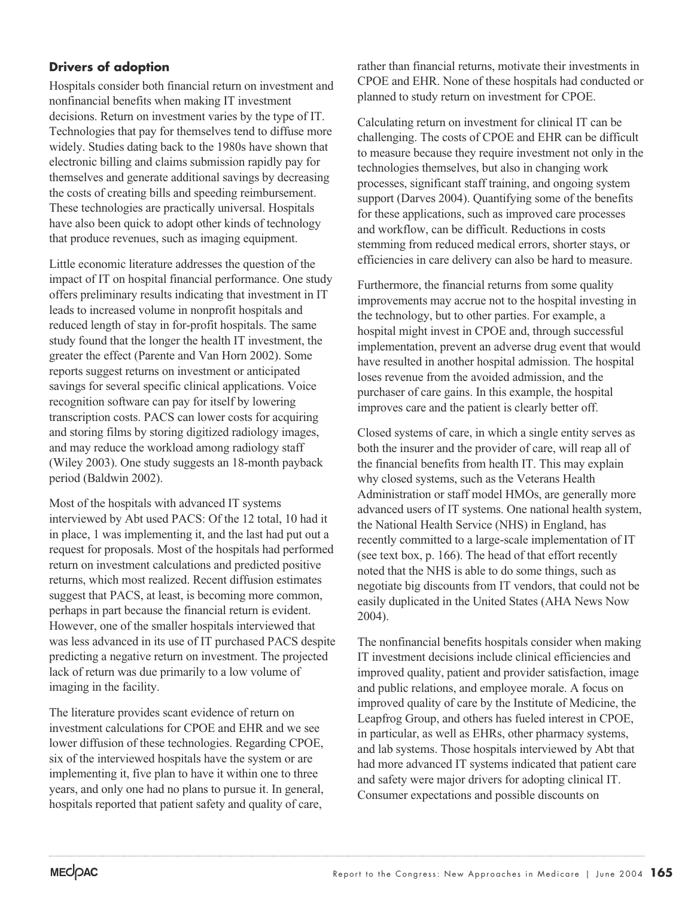### Drivers of adoption

Hospitals consider both financial return on investment and nonfinancial benefits when making IT investment decisions. Return on investment varies by the type of IT. Technologies that pay for themselves tend to diffuse more widely. Studies dating back to the 1980s have shown that electronic billing and claims submission rapidly pay for themselves and generate additional savings by decreasing the costs of creating bills and speeding reimbursement. These technologies are practically universal. Hospitals have also been quick to adopt other kinds of technology that produce revenues, such as imaging equipment.

Little economic literature addresses the question of the impact of IT on hospital financial performance. One study offers preliminary results indicating that investment in IT leads to increased volume in nonprofit hospitals and reduced length of stay in for-profit hospitals. The same study found that the longer the health IT investment, the greater the effect (Parente and Van Horn 2002). Some reports suggest returns on investment or anticipated savings for several specific clinical applications. Voice recognition software can pay for itself by lowering transcription costs. PACS can lower costs for acquiring and storing films by storing digitized radiology images, and may reduce the workload among radiology staff (Wiley 2003). One study suggests an 18-month payback period (Baldwin 2002).

Most of the hospitals with advanced IT systems interviewed by Abt used PACS: Of the 12 total, 10 had it in place, 1 was implementing it, and the last had put out a request for proposals. Most of the hospitals had performed return on investment calculations and predicted positive returns, which most realized. Recent diffusion estimates suggest that PACS, at least, is becoming more common, perhaps in part because the financial return is evident. However, one of the smaller hospitals interviewed that was less advanced in its use of IT purchased PACS despite predicting a negative return on investment. The projected lack of return was due primarily to a low volume of imaging in the facility.

The literature provides scant evidence of return on investment calculations for CPOE and EHR and we see lower diffusion of these technologies. Regarding CPOE, six of the interviewed hospitals have the system or are implementing it, five plan to have it within one to three years, and only one had no plans to pursue it. In general, hospitals reported that patient safety and quality of care, rather than financial returns, motivate their investments in CPOE and EHR. None of these hospitals had conducted or planned to study return on investment for CPOE.

Calculating return on investment for clinical IT can be challenging. The costs of CPOE and EHR can be difficult to measure because they require investment not only in the technologies themselves, but also in changing work processes, significant staff training, and ongoing system support (Darves 2004). Quantifying some of the benefits for these applications, such as improved care processes and workflow, can be difficult. Reductions in costs stemming from reduced medical errors, shorter stays, or efficiencies in care delivery can also be hard to measure.

Furthermore, the financial returns from some quality improvements may accrue not to the hospital investing in the technology, but to other parties. For example, a hospital might invest in CPOE and, through successful implementation, prevent an adverse drug event that would have resulted in another hospital admission. The hospital loses revenue from the avoided admission, and the purchaser of care gains. In this example, the hospital improves care and the patient is clearly better off.

Closed systems of care, in which a single entity serves as both the insurer and the provider of care, will reap all of the financial benefits from health IT. This may explain why closed systems, such as the Veterans Health Administration or staff model HMOs, are generally more advanced users of IT systems. One national health system, the National Health Service (NHS) in England, has recently committed to a large-scale implementation of IT (see text box, p. 166). The head of that effort recently noted that the NHS is able to do some things, such as negotiate big discounts from IT vendors, that could not be easily duplicated in the United States (AHA News Now 2004).

The nonfinancial benefits hospitals consider when making IT investment decisions include clinical efficiencies and improved quality, patient and provider satisfaction, image and public relations, and employee morale. A focus on improved quality of care by the Institute of Medicine, the Leapfrog Group, and others has fueled interest in CPOE, in particular, as well as EHRs, other pharmacy systems, and lab systems. Those hospitals interviewed by Abt that had more advanced IT systems indicated that patient care and safety were major drivers for adopting clinical IT. Consumer expectations and possible discounts on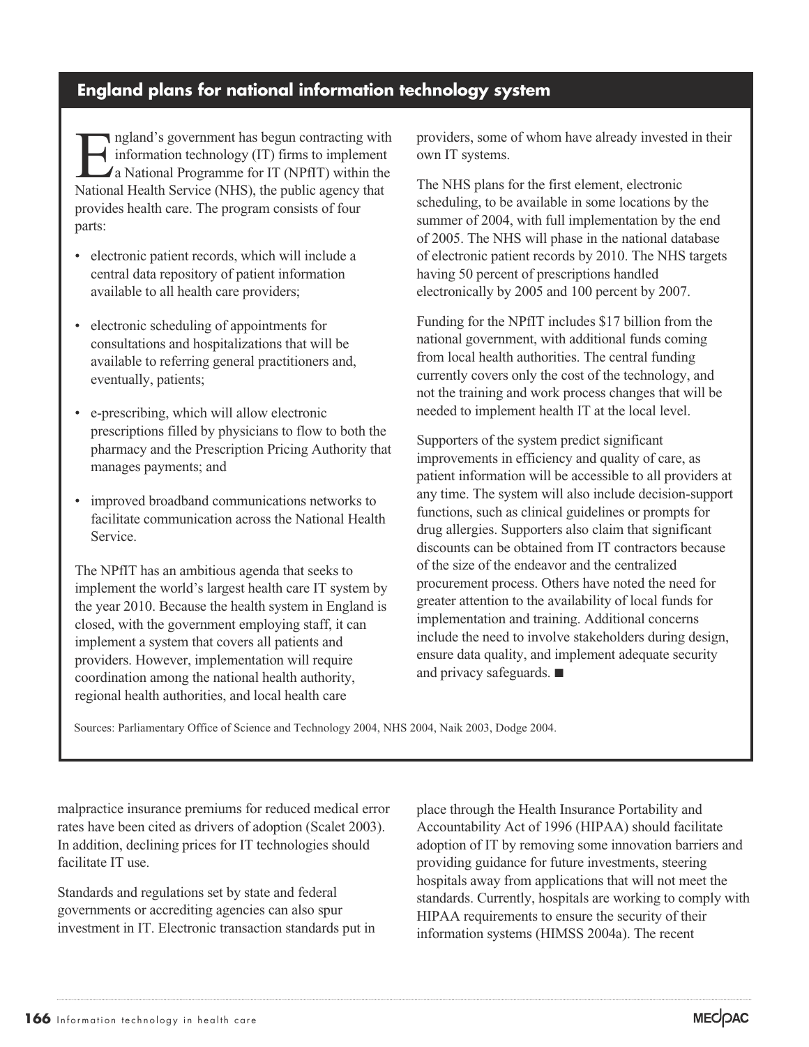## England plans for national information technology system

England's government has begun contracting with information technology (IT) firms to implement a National Programme for IT (NPfIT) within the National Health Service (NHS), the public agency that provides health care. The program consists of four parts:

- electronic patient records, which will include a central data repository of patient information available to all health care providers;
- electronic scheduling of appointments for consultations and hospitalizations that will be available to referring general practitioners and, eventually, patients;
- e-prescribing, which will allow electronic prescriptions filled by physicians to flow to both the pharmacy and the Prescription Pricing Authority that manages payments; and
- improved broadband communications networks to facilitate communication across the National Health Service.

The NPfIT has an ambitious agenda that seeks to implement the world's largest health care IT system by the year 2010. Because the health system in England is closed, with the government employing staff, it can implement a system that covers all patients and providers. However, implementation will require coordination among the national health authority, regional health authorities, and local health care providers, some of whom have already invested in their own IT systems.

The NHS plans for the first element, electronic scheduling, to be available in some locations by the summer of 2004, with full implementation by the end of 2005. The NHS will phase in the national database of electronic patient records by 2010. The NHS targets having 50 percent of prescriptions handled electronically by 2005 and 100 percent by 2007.

Funding for the NPfIT includes $17 billion from the national government, with additional funds coming from local health authorities. The central funding currently covers only the cost of the technology, and not the training and work process changes that will be needed to implement health IT at the local level.

Supporters of the system predict significant improvements in efficiency and quality of care, as patient information will be accessible to all providers at any time. The system will also include decision-support functions, such as clinical guidelines or prompts for drug allergies. Supporters also claim that significant discounts can be obtained from IT contractors because of the size of the endeavor and the centralized procurement process. Others have noted the need for greater attention to the availability of local funds for implementation and training. Additional concerns include the need to involve stakeholders during design, ensure data quality, and implement adequate security and privacy safeguards. ■

Sources: Parliamentary Office of Science and Technology 2004, NHS 2004, Naik 2003, Dodge 2004.

malpractice insurance premiums for reduced medical error rates have been cited as drivers of adoption (Scalet 2003). In addition, declining prices for IT technologies should facilitate IT use.

Standards and regulations set by state and federal governments or accrediting agencies can also spur investment in IT. Electronic transaction standards put in place through the Health Insurance Portability and Accountability Act of 1996 (HIPAA) should facilitate adoption of IT by removing some innovation barriers and providing guidance for future investments, steering hospitals away from applications that will not meet the standards. Currently, hospitals are working to comply with HIPAA requirements to ensure the security of their information systems (HIMSS 2004a). The recent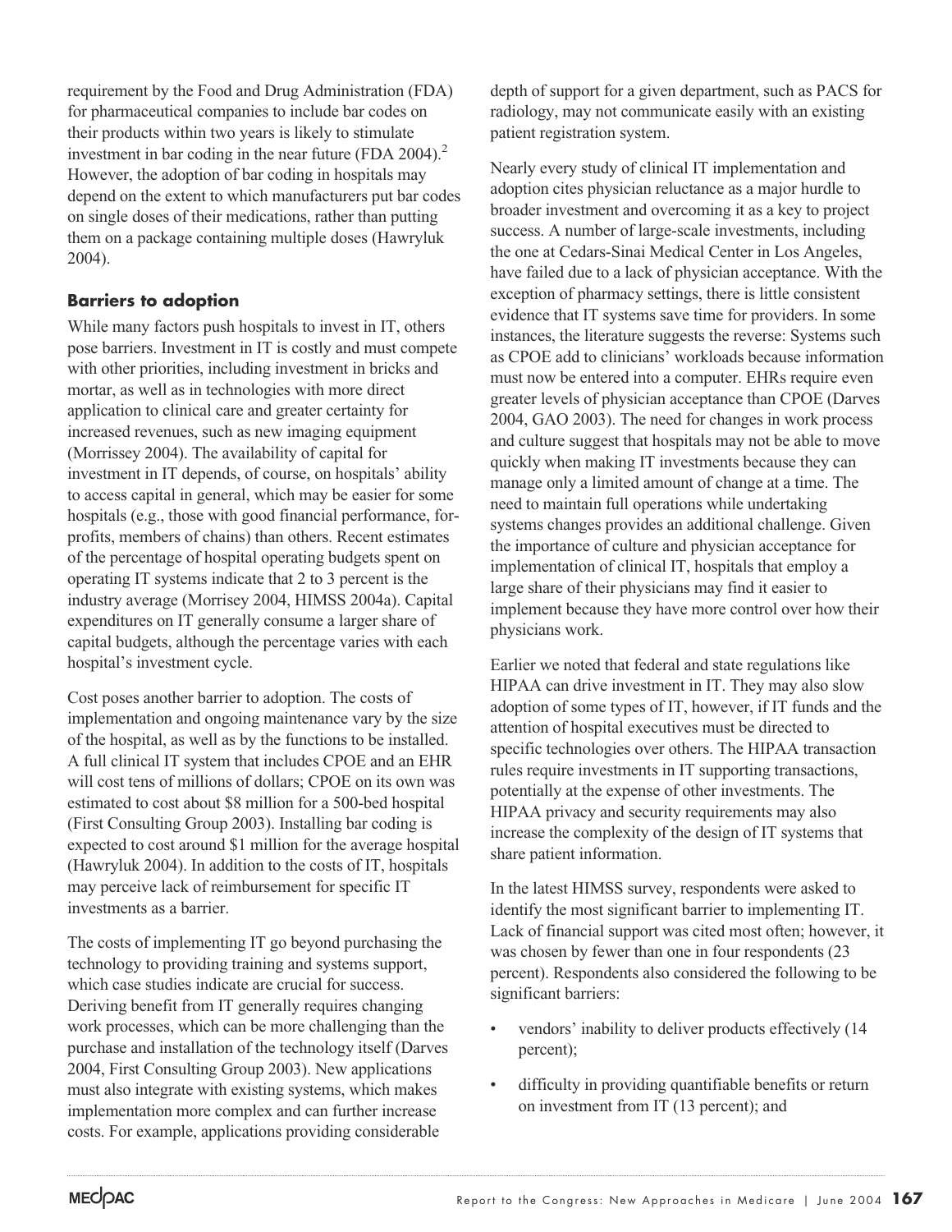requirement by the Food and Drug Administration (FDA) for pharmaceutical companies to include bar codes on their products within two years is likely to stimulate investment in bar coding in the near future (FDA 2004).[2] However, the adoption of bar coding in hospitals may depend on the extent to which manufacturers put bar codes on single doses of their medications, rather than putting them on a package containing multiple doses (Hawryluk 2004).

### Barriers to adoption

While many factors push hospitals to invest in IT, others pose barriers. Investment in IT is costly and must compete with other priorities, including investment in bricks and mortar, as well as in technologies with more direct application to clinical care and greater certainty for increased revenues, such as new imaging equipment (Morrissey 2004). The availability of capital for investment in IT depends, of course, on hospitals' ability to access capital in general, which may be easier for some hospitals (e.g., those with good financial performance, for-profits, members of chains) than others. Recent estimates of the percentage of hospital operating budgets spent on operating IT systems indicate that 2 to 3 percent is the industry average (Morrisey 2004, HIMSS 2004a). Capital expenditures on IT generally consume a larger share of capital budgets, although the percentage varies with each hospital's investment cycle.

Cost poses another barrier to adoption. The costs of implementation and ongoing maintenance vary by the size of the hospital, as well as by the functions to be installed. A full clinical IT system that includes CPOE and an EHR will cost tens of millions of dollars; CPOE on its own was estimated to cost about $8 million for a 500-bed hospital (First Consulting Group 2003). Installing bar coding is expected to cost around $1 million for the average hospital (Hawryluk 2004). In addition to the costs of IT, hospitals may perceive lack of reimbursement for specific IT investments as a barrier.

The costs of implementing IT go beyond purchasing the technology to providing training and systems support, which case studies indicate are crucial for success. Deriving benefit from IT generally requires changing work processes, which can be more challenging than the purchase and installation of the technology itself (Darves 2004, First Consulting Group 2003). New applications must also integrate with existing systems, which makes implementation more complex and can further increase costs. For example, applications providing considerable depth of support for a given department, such as PACS for radiology, may not communicate easily with an existing patient registration system.

Nearly every study of clinical IT implementation and adoption cites physician reluctance as a major hurdle to broader investment and overcoming it as a key to project success. A number of large-scale investments, including the one at Cedars-Sinai Medical Center in Los Angeles, have failed due to a lack of physician acceptance. With the exception of pharmacy settings, there is little consistent evidence that IT systems save time for providers. In some instances, the literature suggests the reverse: Systems such as CPOE add to clinicians' workloads because information must now be entered into a computer. EHRs require even greater levels of physician acceptance than CPOE (Darves 2004, GAO 2003). The need for changes in work process and culture suggest that hospitals may not be able to move quickly when making IT investments because they can manage only a limited amount of change at a time. The need to maintain full operations while undertaking systems changes provides an additional challenge. Given the importance of culture and physician acceptance for implementation of clinical IT, hospitals that employ a large share of their physicians may find it easier to implement because they have more control over how their physicians work.

Earlier we noted that federal and state regulations like HIPAA can drive investment in IT. They may also slow adoption of some types of IT, however, if IT funds and the attention of hospital executives must be directed to specific technologies over others. The HIPAA transaction rules require investments in IT supporting transactions, potentially at the expense of other investments. The HIPAA privacy and security requirements may also increase the complexity of the design of IT systems that share patient information.

In the latest HIMSS survey, respondents were asked to identify the most significant barrier to implementing IT. Lack of financial support was cited most often; however, it was chosen by fewer than one in four respondents (23 percent). Respondents also considered the following to be significant barriers:

- vendors' inability to deliver products effectively (14 percent);
- difficulty in providing quantifiable benefits or return on investment from IT (13 percent); and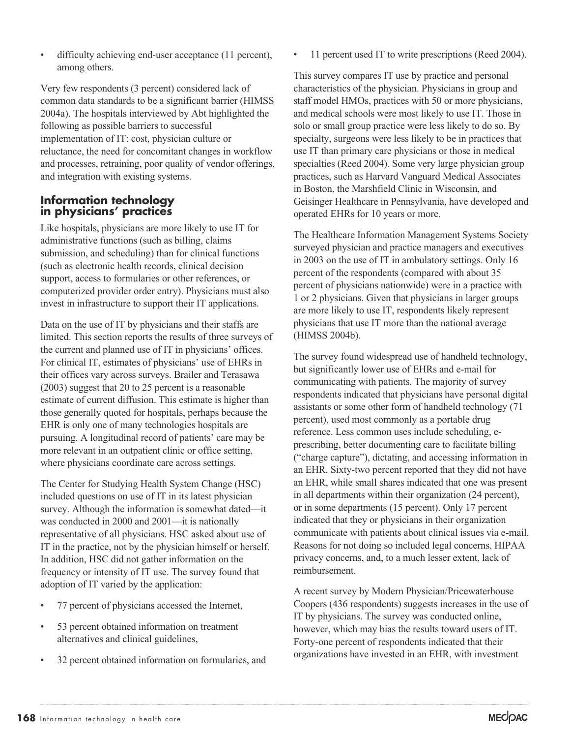- difficulty achieving end-user acceptance (11 percent), among others.

Very few respondents (3 percent) considered lack of common data standards to be a significant barrier (HIMSS 2004a). The hospitals interviewed by Abt highlighted the following as possible barriers to successful implementation of IT: cost, physician culture or reluctance, the need for concomitant changes in workflow and processes, retraining, poor quality of vendor offerings, and integration with existing systems.

## Information technology in physicians' practices

Like hospitals, physicians are more likely to use IT for administrative functions (such as billing, claims submission, and scheduling) than for clinical functions (such as electronic health records, clinical decision support, access to formularies or other references, or computerized provider order entry). Physicians must also invest in infrastructure to support their IT applications.

Data on the use of IT by physicians and their staffs are limited. This section reports the results of three surveys of the current and planned use of IT in physicians' offices. For clinical IT, estimates of physicians' use of EHRs in their offices vary across surveys. Brailer and Terasawa (2003) suggest that 20 to 25 percent is a reasonable estimate of current diffusion. This estimate is higher than those generally quoted for hospitals, perhaps because the EHR is only one of many technologies hospitals are pursuing. A longitudinal record of patients' care may be more relevant in an outpatient clinic or office setting, where physicians coordinate care across settings.

The Center for Studying Health System Change (HSC) included questions on use of IT in its latest physician survey. Although the information is somewhat dated—it was conducted in 2000 and 2001—it is nationally representative of all physicians. HSC asked about use of IT in the practice, not by the physician himself or herself. In addition, HSC did not gather information on the frequency or intensity of IT use. The survey found that adoption of IT varied by the application:

- 77 percent of physicians accessed the Internet,
- 53 percent obtained information on treatment alternatives and clinical guidelines,
- 32 percent obtained information on formularies, and
- 11 percent used IT to write prescriptions (Reed 2004).

This survey compares IT use by practice and personal characteristics of the physician. Physicians in group and staff model HMOs, practices with 50 or more physicians, and medical schools were most likely to use IT. Those in solo or small group practice were less likely to do so. By specialty, surgeons were less likely to be in practices that use IT than primary care physicians or those in medical specialties (Reed 2004). Some very large physician group practices, such as Harvard Vanguard Medical Associates in Boston, the Marshfield Clinic in Wisconsin, and Geisinger Healthcare in Pennsylvania, have developed and operated EHRs for 10 years or more.

The Healthcare Information Management Systems Society surveyed physician and practice managers and executives in 2003 on the use of IT in ambulatory settings. Only 16 percent of the respondents (compared with about 35 percent of physicians nationwide) were in a practice with 1 or 2 physicians. Given that physicians in larger groups are more likely to use IT, respondents likely represent physicians that use IT more than the national average (HIMSS 2004b).

The survey found widespread use of handheld technology, but significantly lower use of EHRs and e-mail for communicating with patients. The majority of survey respondents indicated that physicians have personal digital assistants or some other form of handheld technology (71 percent), used most commonly as a portable drug reference. Less common uses include scheduling, e-prescribing, better documenting care to facilitate billing ("charge capture"), dictating, and accessing information in an EHR. Sixty-two percent reported that they did not have an EHR, while small shares indicated that one was present in all departments within their organization (24 percent), or in some departments (15 percent). Only 17 percent indicated that they or physicians in their organization communicate with patients about clinical issues via e-mail. Reasons for not doing so included legal concerns, HIPAA privacy concerns, and, to a much lesser extent, lack of reimbursement.

A recent survey by Modern Physician/Pricewaterhouse Coopers (436 respondents) suggests increases in the use of IT by physicians. The survey was conducted online, however, which may bias the results toward users of IT. Forty-one percent of respondents indicated that their organizations have invested in an EHR, with investment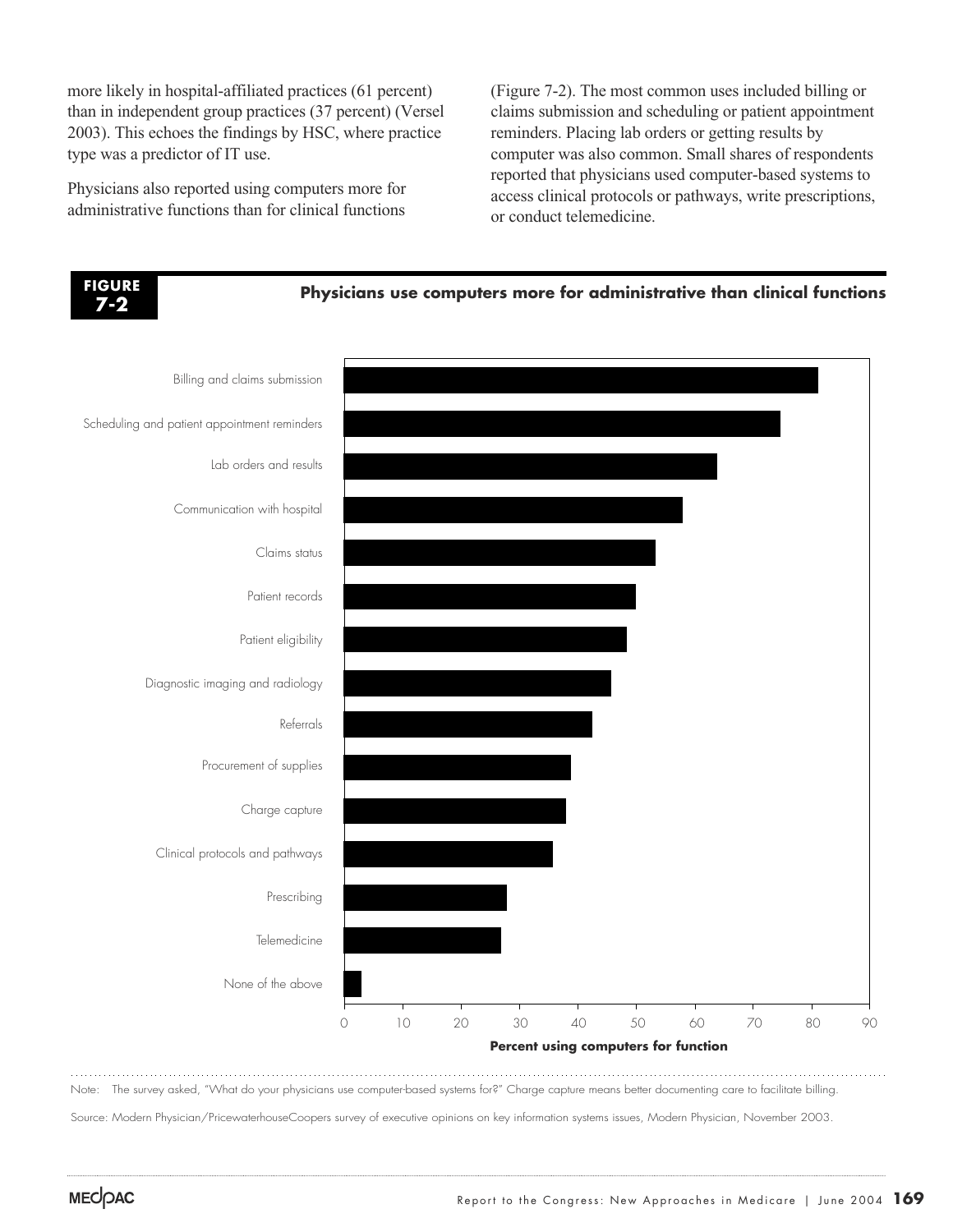more likely in hospital-affiliated practices (61 percent) than in independent group practices (37 percent) (Versel 2003). This echoes the findings by HSC, where practice type was a predictor of IT use.

Physicians also reported using computers more for administrative functions than for clinical functions (Figure 7-2). The most common uses included billing or claims submission and scheduling or patient appointment reminders. Placing lab orders or getting results by computer was also common. Small shares of respondents reported that physicians used computer-based systems to access clinical protocols or pathways, write prescriptions, or conduct telemedicine.

**FIGURE 7-2**

**Physicians use computers more for administrative than clinical functions**

| Function | Percent using computers for function (approx.) |
| --- | --- |
| Billing and claims submission | 81 |
| Scheduling and patient appointment reminders | 75 |
| Lab orders and results | 64 |
| Communication with hospital | 58 |
| Claims status | 53 |
| Patient records | 50 |
| Patient eligibility | 48 |
| Diagnostic imaging and radiology | 46 |
| Referrals | 42 |
| Procurement of supplies | 39 |
| Charge capture | 38 |
| Clinical protocols and pathways | 36 |
| Prescribing | 28 |
| Telemedicine | 27 |
| None of the above | 3 |

Note: The survey asked, "What do your physicians use computer-based systems for?" Charge capture means better documenting care to facilitate billing.

Source: Modern Physician/PricewaterhouseCoopers survey of executive opinions on key information systems issues, Modern Physician, November 2003.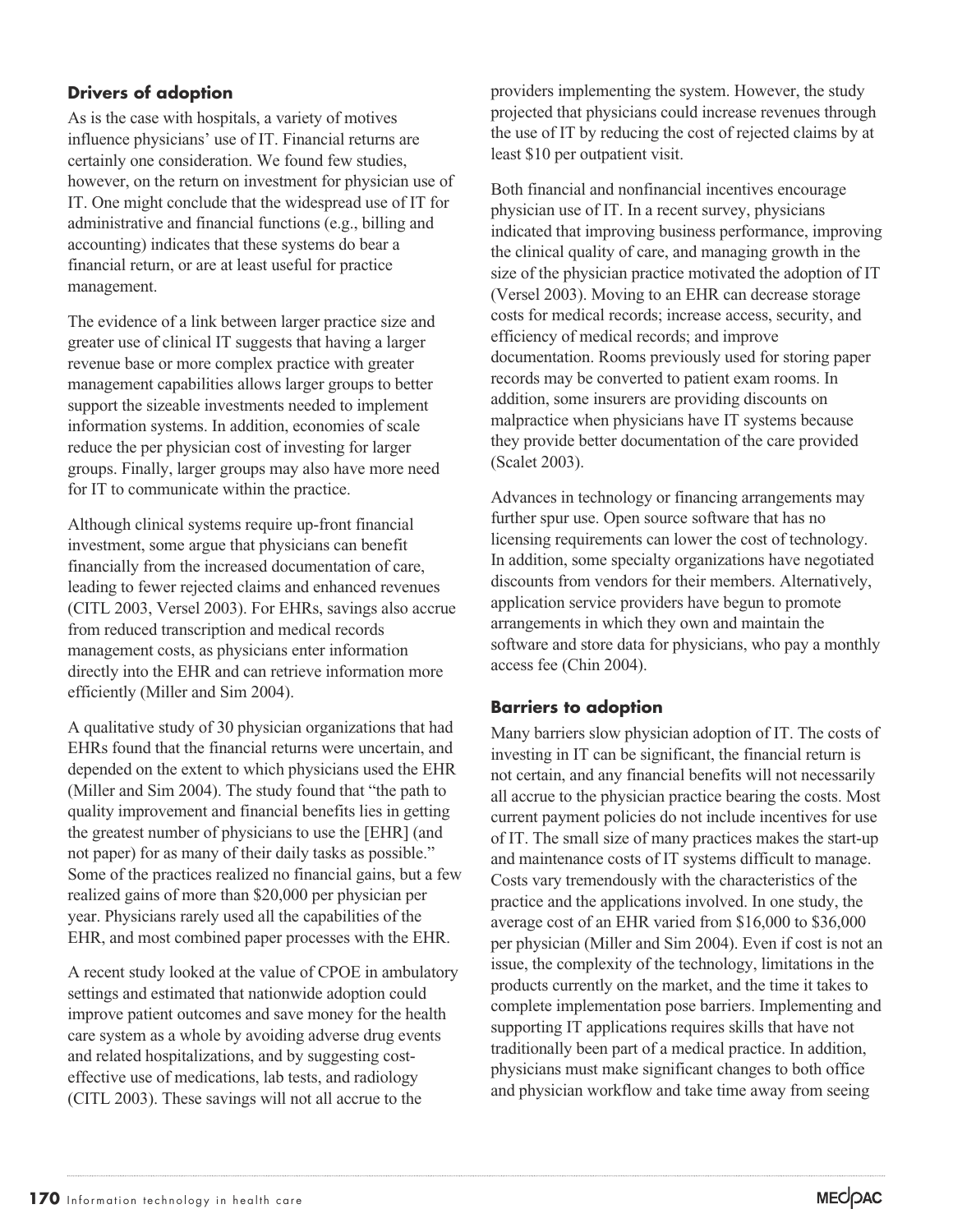### Drivers of adoption

As is the case with hospitals, a variety of motives influence physicians' use of IT. Financial returns are certainly one consideration. We found few studies, however, on the return on investment for physician use of IT. One might conclude that the widespread use of IT for administrative and financial functions (e.g., billing and accounting) indicates that these systems do bear a financial return, or are at least useful for practice management.

The evidence of a link between larger practice size and greater use of clinical IT suggests that having a larger revenue base or more complex practice with greater management capabilities allows larger groups to better support the sizeable investments needed to implement information systems. In addition, economies of scale reduce the per physician cost of investing for larger groups. Finally, larger groups may also have more need for IT to communicate within the practice.

Although clinical systems require up-front financial investment, some argue that physicians can benefit financially from the increased documentation of care, leading to fewer rejected claims and enhanced revenues (CITL 2003, Versel 2003). For EHRs, savings also accrue from reduced transcription and medical records management costs, as physicians enter information directly into the EHR and can retrieve information more efficiently (Miller and Sim 2004).

A qualitative study of 30 physician organizations that had EHRs found that the financial returns were uncertain, and depended on the extent to which physicians used the EHR (Miller and Sim 2004). The study found that "the path to quality improvement and financial benefits lies in getting the greatest number of physicians to use the [EHR] (and not paper) for as many of their daily tasks as possible." Some of the practices realized no financial gains, but a few realized gains of more than $20,000 per physician per year. Physicians rarely used all the capabilities of the EHR, and most combined paper processes with the EHR.

A recent study looked at the value of CPOE in ambulatory settings and estimated that nationwide adoption could improve patient outcomes and save money for the health care system as a whole by avoiding adverse drug events and related hospitalizations, and by suggesting cost-effective use of medications, lab tests, and radiology (CITL 2003). These savings will not all accrue to the providers implementing the system. However, the study projected that physicians could increase revenues through the use of IT by reducing the cost of rejected claims by at least $10 per outpatient visit.

Both financial and nonfinancial incentives encourage physician use of IT. In a recent survey, physicians indicated that improving business performance, improving the clinical quality of care, and managing growth in the size of the physician practice motivated the adoption of IT (Versel 2003). Moving to an EHR can decrease storage costs for medical records; increase access, security, and efficiency of medical records; and improve documentation. Rooms previously used for storing paper records may be converted to patient exam rooms. In addition, some insurers are providing discounts on malpractice when physicians have IT systems because they provide better documentation of the care provided (Scalet 2003).

Advances in technology or financing arrangements may further spur use. Open source software that has no licensing requirements can lower the cost of technology. In addition, some specialty organizations have negotiated discounts from vendors for their members. Alternatively, application service providers have begun to promote arrangements in which they own and maintain the software and store data for physicians, who pay a monthly access fee (Chin 2004).

### Barriers to adoption

Many barriers slow physician adoption of IT. The costs of investing in IT can be significant, the financial return is not certain, and any financial benefits will not necessarily all accrue to the physician practice bearing the costs. Most current payment policies do not include incentives for use of IT. The small size of many practices makes the start-up and maintenance costs of IT systems difficult to manage. Costs vary tremendously with the characteristics of the practice and the applications involved. In one study, the average cost of an EHR varied from $16,000 to $36,000 per physician (Miller and Sim 2004). Even if cost is not an issue, the complexity of the technology, limitations in the products currently on the market, and the time it takes to complete implementation pose barriers. Implementing and supporting IT applications requires skills that have not traditionally been part of a medical practice. In addition, physicians must make significant changes to both office and physician workflow and take time away from seeing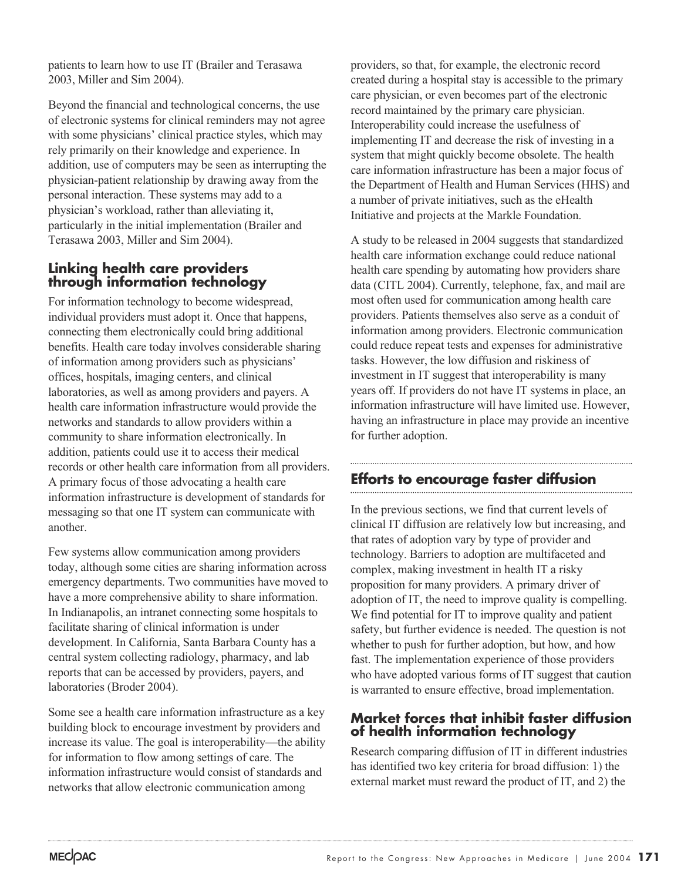patients to learn how to use IT (Brailer and Terasawa 2003, Miller and Sim 2004).

Beyond the financial and technological concerns, the use of electronic systems for clinical reminders may not agree with some physicians' clinical practice styles, which may rely primarily on their knowledge and experience. In addition, use of computers may be seen as interrupting the physician-patient relationship by drawing away from the personal interaction. These systems may add to a physician's workload, rather than alleviating it, particularly in the initial implementation (Brailer and Terasawa 2003, Miller and Sim 2004).

### Linking health care providers through information technology

For information technology to become widespread, individual providers must adopt it. Once that happens, connecting them electronically could bring additional benefits. Health care today involves considerable sharing of information among providers such as physicians' offices, hospitals, imaging centers, and clinical laboratories, as well as among providers and payers. A health care information infrastructure would provide the networks and standards to allow providers within a community to share information electronically. In addition, patients could use it to access their medical records or other health care information from all providers. A primary focus of those advocating a health care information infrastructure is development of standards for messaging so that one IT system can communicate with another.

Few systems allow communication among providers today, although some cities are sharing information across emergency departments. Two communities have moved to have a more comprehensive ability to share information. In Indianapolis, an intranet connecting some hospitals to facilitate sharing of clinical information is under development. In California, Santa Barbara County has a central system collecting radiology, pharmacy, and lab reports that can be accessed by providers, payers, and laboratories (Broder 2004).

Some see a health care information infrastructure as a key building block to encourage investment by providers and increase its value. The goal is interoperability—the ability for information to flow among settings of care. The information infrastructure would consist of standards and networks that allow electronic communication among providers, so that, for example, the electronic record created during a hospital stay is accessible to the primary care physician, or even becomes part of the electronic record maintained by the primary care physician. Interoperability could increase the usefulness of implementing IT and decrease the risk of investing in a system that might quickly become obsolete. The health care information infrastructure has been a major focus of the Department of Health and Human Services (HHS) and a number of private initiatives, such as the eHealth Initiative and projects at the Markle Foundation.

A study to be released in 2004 suggests that standardized health care information exchange could reduce national health care spending by automating how providers share data (CITL 2004). Currently, telephone, fax, and mail are most often used for communication among health care providers. Patients themselves also serve as a conduit of information among providers. Electronic communication could reduce repeat tests and expenses for administrative tasks. However, the low diffusion and riskiness of investment in IT suggest that interoperability is many years off. If providers do not have IT systems in place, an information infrastructure will have limited use. However, having an infrastructure in place may provide an incentive for further adoption.

## Efforts to encourage faster diffusion

In the previous sections, we find that current levels of clinical IT diffusion are relatively low but increasing, and that rates of adoption vary by type of provider and technology. Barriers to adoption are multifaceted and complex, making investment in health IT a risky proposition for many providers. A primary driver of adoption of IT, the need to improve quality is compelling. We find potential for IT to improve quality and patient safety, but further evidence is needed. The question is not whether to push for further adoption, but how, and how fast. The implementation experience of those providers who have adopted various forms of IT suggest that caution is warranted to ensure effective, broad implementation.

### Market forces that inhibit faster diffusion of health information technology

Research comparing diffusion of IT in different industries has identified two key criteria for broad diffusion: 1) the external market must reward the product of IT, and 2) the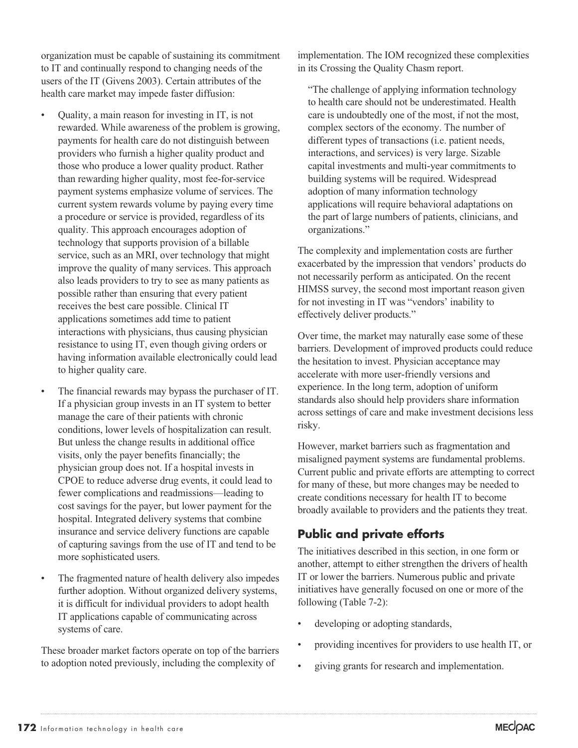organization must be capable of sustaining its commitment to IT and continually respond to changing needs of the users of the IT (Givens 2003). Certain attributes of the health care market may impede faster diffusion:

- Quality, a main reason for investing in IT, is not rewarded. While awareness of the problem is growing, payments for health care do not distinguish between providers who furnish a higher quality product and those who produce a lower quality product. Rather than rewarding higher quality, most fee-for-service payment systems emphasize volume of services. The current system rewards volume by paying every time a procedure or service is provided, regardless of its quality. This approach encourages adoption of technology that supports provision of a billable service, such as an MRI, over technology that might improve the quality of many services. This approach also leads providers to try to see as many patients as possible rather than ensuring that every patient receives the best care possible. Clinical IT applications sometimes add time to patient interactions with physicians, thus causing physician resistance to using IT, even though giving orders or having information available electronically could lead to higher quality care.
- The financial rewards may bypass the purchaser of IT. If a physician group invests in an IT system to better manage the care of their patients with chronic conditions, lower levels of hospitalization can result. But unless the change results in additional office visits, only the payer benefits financially; the physician group does not. If a hospital invests in CPOE to reduce adverse drug events, it could lead to fewer complications and readmissions—leading to cost savings for the payer, but lower payment for the hospital. Integrated delivery systems that combine insurance and service delivery functions are capable of capturing savings from the use of IT and tend to be more sophisticated users.
- The fragmented nature of health delivery also impedes further adoption. Without organized delivery systems, it is difficult for individual providers to adopt health IT applications capable of communicating across systems of care.

These broader market factors operate on top of the barriers to adoption noted previously, including the complexity of implementation. The IOM recognized these complexities in its Crossing the Quality Chasm report.

> "The challenge of applying information technology to health care should not be underestimated. Health care is undoubtedly one of the most, if not the most, complex sectors of the economy. The number of different types of transactions (i.e. patient needs, interactions, and services) is very large. Sizable capital investments and multi-year commitments to building systems will be required. Widespread adoption of many information technology applications will require behavioral adaptations on the part of large numbers of patients, clinicians, and organizations."

The complexity and implementation costs are further exacerbated by the impression that vendors' products do not necessarily perform as anticipated. On the recent HIMSS survey, the second most important reason given for not investing in IT was "vendors' inability to effectively deliver products."

Over time, the market may naturally ease some of these barriers. Development of improved products could reduce the hesitation to invest. Physician acceptance may accelerate with more user-friendly versions and experience. In the long term, adoption of uniform standards also should help providers share information across settings of care and make investment decisions less risky.

However, market barriers such as fragmentation and misaligned payment systems are fundamental problems. Current public and private efforts are attempting to correct for many of these, but more changes may be needed to create conditions necessary for health IT to become broadly available to providers and the patients they treat.

## Public and private efforts

The initiatives described in this section, in one form or another, attempt to either strengthen the drivers of health IT or lower the barriers. Numerous public and private initiatives have generally focused on one or more of the following (Table 7-2):

- developing or adopting standards,
- providing incentives for providers to use health IT, or
- giving grants for research and implementation.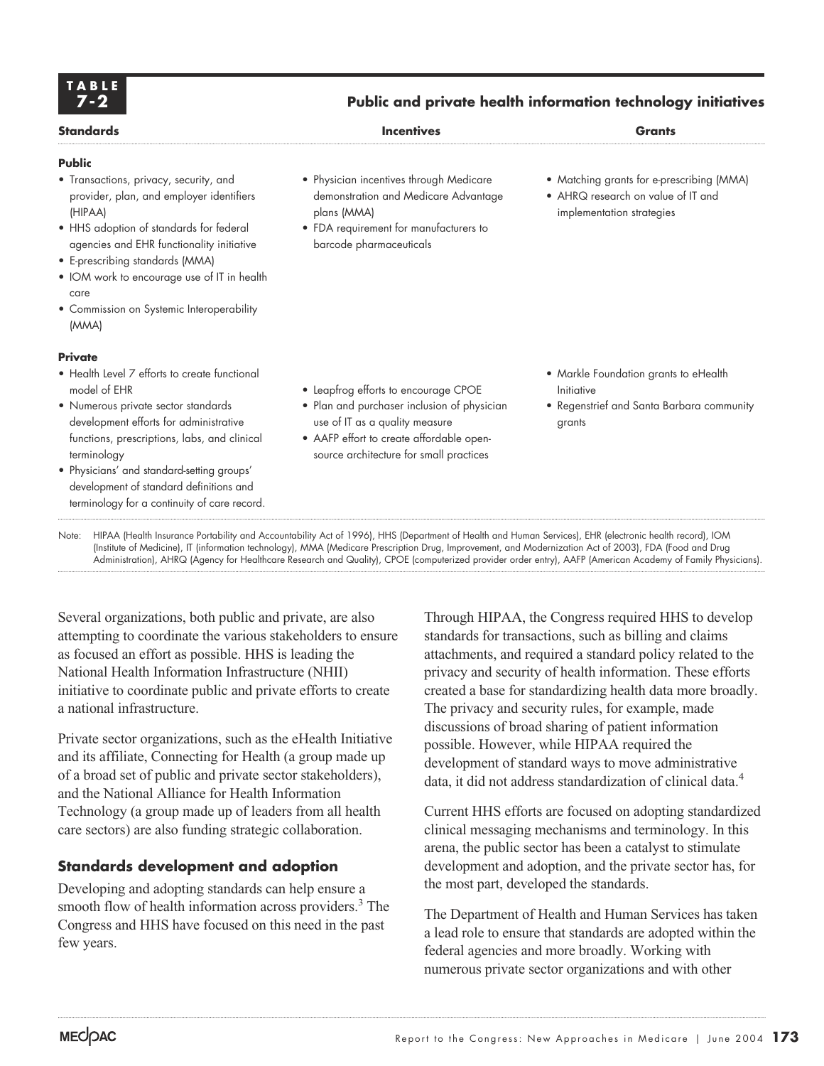**TABLE 7-2**

**Public and private health information technology initiatives**

| Standards | Incentives | Grants |
|---|---|---|
| **Public** | | |
| • Transactions, privacy, security, and provider, plan, and employer identifiers (HIPAA)<br>• HHS adoption of standards for federal agencies and EHR functionality initiative<br>• E-prescribing standards (MMA)<br>• IOM work to encourage use of IT in health care<br>• Commission on Systemic Interoperability (MMA) | • Physician incentives through Medicare demonstration and Medicare Advantage plans (MMA)<br>• FDA requirement for manufacturers to barcode pharmaceuticals | • Matching grants for e-prescribing (MMA)<br>• AHRQ research on value of IT and implementation strategies |
| **Private** | | |
| • Health Level 7 efforts to create functional model of EHR<br>• Numerous private sector standards development efforts for administrative functions, prescriptions, labs, and clinical terminology<br>• Physicians' and standard-setting groups' development of standard definitions and terminology for a continuity of care record. | • Leapfrog efforts to encourage CPOE<br>• Plan and purchaser inclusion of physician use of IT as a quality measure<br>• AAFP effort to create affordable open-source architecture for small practices | • Markle Foundation grants to eHealth Initiative<br>• Regenstrief and Santa Barbara community grants |

Note: HIPAA (Health Insurance Portability and Accountability Act of 1996), HHS (Department of Health and Human Services), EHR (electronic health record), IOM (Institute of Medicine), IT (information technology), MMA (Medicare Prescription Drug, Improvement, and Modernization Act of 2003), FDA (Food and Drug Administration), AHRQ (Agency for Healthcare Research and Quality), CPOE (computerized provider order entry), AAFP (American Academy of Family Physicians).

Several organizations, both public and private, are also attempting to coordinate the various stakeholders to ensure as focused an effort as possible. HHS is leading the National Health Information Infrastructure (NHII) initiative to coordinate public and private efforts to create a national infrastructure.

Private sector organizations, such as the eHealth Initiative and its affiliate, Connecting for Health (a group made up of a broad set of public and private sector stakeholders), and the National Alliance for Health Information Technology (a group made up of leaders from all health care sectors) are also funding strategic collaboration.

## Standards development and adoption

Developing and adopting standards can help ensure a smooth flow of health information across providers.[3] The Congress and HHS have focused on this need in the past few years.

Through HIPAA, the Congress required HHS to develop standards for transactions, such as billing and claims attachments, and required a standard policy related to the privacy and security of health information. These efforts created a base for standardizing health data more broadly. The privacy and security rules, for example, made discussions of broad sharing of patient information possible. However, while HIPAA required the development of standard ways to move administrative data, it did not address standardization of clinical data.[4]

Current HHS efforts are focused on adopting standardized clinical messaging mechanisms and terminology. In this arena, the public sector has been a catalyst to stimulate development and adoption, and the private sector has, for the most part, developed the standards.

The Department of Health and Human Services has taken a lead role to ensure that standards are adopted within the federal agencies and more broadly. Working with numerous private sector organizations and with other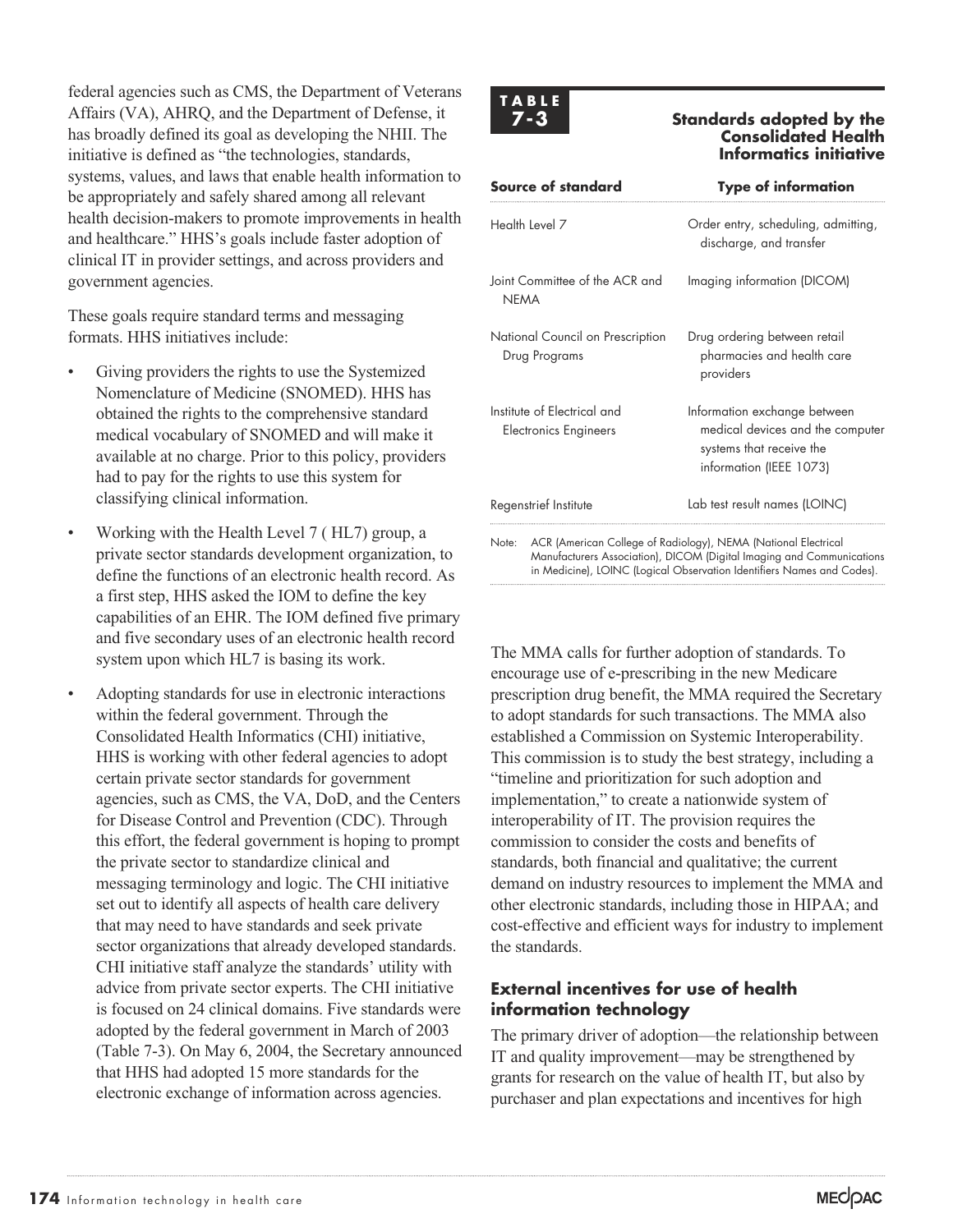federal agencies such as CMS, the Department of Veterans Affairs (VA), AHRQ, and the Department of Defense, it has broadly defined its goal as developing the NHII. The initiative is defined as "the technologies, standards, systems, values, and laws that enable health information to be appropriately and safely shared among all relevant health decision-makers to promote improvements in health and healthcare." HHS's goals include faster adoption of clinical IT in provider settings, and across providers and government agencies.

These goals require standard terms and messaging formats. HHS initiatives include:

- Giving providers the rights to use the Systemized Nomenclature of Medicine (SNOMED). HHS has obtained the rights to the comprehensive standard medical vocabulary of SNOMED and will make it available at no charge. Prior to this policy, providers had to pay for the rights to use this system for classifying clinical information.
- Working with the Health Level 7 ( HL7) group, a private sector standards development organization, to define the functions of an electronic health record. As a first step, HHS asked the IOM to define the key capabilities of an EHR. The IOM defined five primary and five secondary uses of an electronic health record system upon which HL7 is basing its work.
- Adopting standards for use in electronic interactions within the federal government. Through the Consolidated Health Informatics (CHI) initiative, HHS is working with other federal agencies to adopt certain private sector standards for government agencies, such as CMS, the VA, DoD, and the Centers for Disease Control and Prevention (CDC). Through this effort, the federal government is hoping to prompt the private sector to standardize clinical and messaging terminology and logic. The CHI initiative set out to identify all aspects of health care delivery that may need to have standards and seek private sector organizations that already developed standards. CHI initiative staff analyze the standards' utility with advice from private sector experts. The CHI initiative is focused on 24 clinical domains. Five standards were adopted by the federal government in March of 2003 (Table 7-3). On May 6, 2004, the Secretary announced that HHS had adopted 15 more standards for the electronic exchange of information across agencies.

**TABLE 7-3 Standards adopted by the Consolidated Health Informatics initiative**

| Source of standard | Type of information |
|---|---|
| Health Level 7 | Order entry, scheduling, admitting, discharge, and transfer |
| Joint Committee of the ACR and NEMA | Imaging information (DICOM) |
| National Council on Prescription Drug Programs | Drug ordering between retail pharmacies and health care providers |
| Institute of Electrical and Electronics Engineers | Information exchange between medical devices and the computer systems that receive the information (IEEE 1073) |
| Regenstrief Institute | Lab test result names (LOINC) |

Note: ACR (American College of Radiology), NEMA (National Electrical Manufacturers Association), DICOM (Digital Imaging and Communications in Medicine), LOINC (Logical Observation Identifiers Names and Codes).

The MMA calls for further adoption of standards. To encourage use of e-prescribing in the new Medicare prescription drug benefit, the MMA required the Secretary to adopt standards for such transactions. The MMA also established a Commission on Systemic Interoperability. This commission is to study the best strategy, including a "timeline and prioritization for such adoption and implementation," to create a nationwide system of interoperability of IT. The provision requires the commission to consider the costs and benefits of standards, both financial and qualitative; the current demand on industry resources to implement the MMA and other electronic standards, including those in HIPAA; and cost-effective and efficient ways for industry to implement the standards.

### External incentives for use of health information technology

The primary driver of adoption—the relationship between IT and quality improvement—may be strengthened by grants for research on the value of health IT, but also by purchaser and plan expectations and incentives for high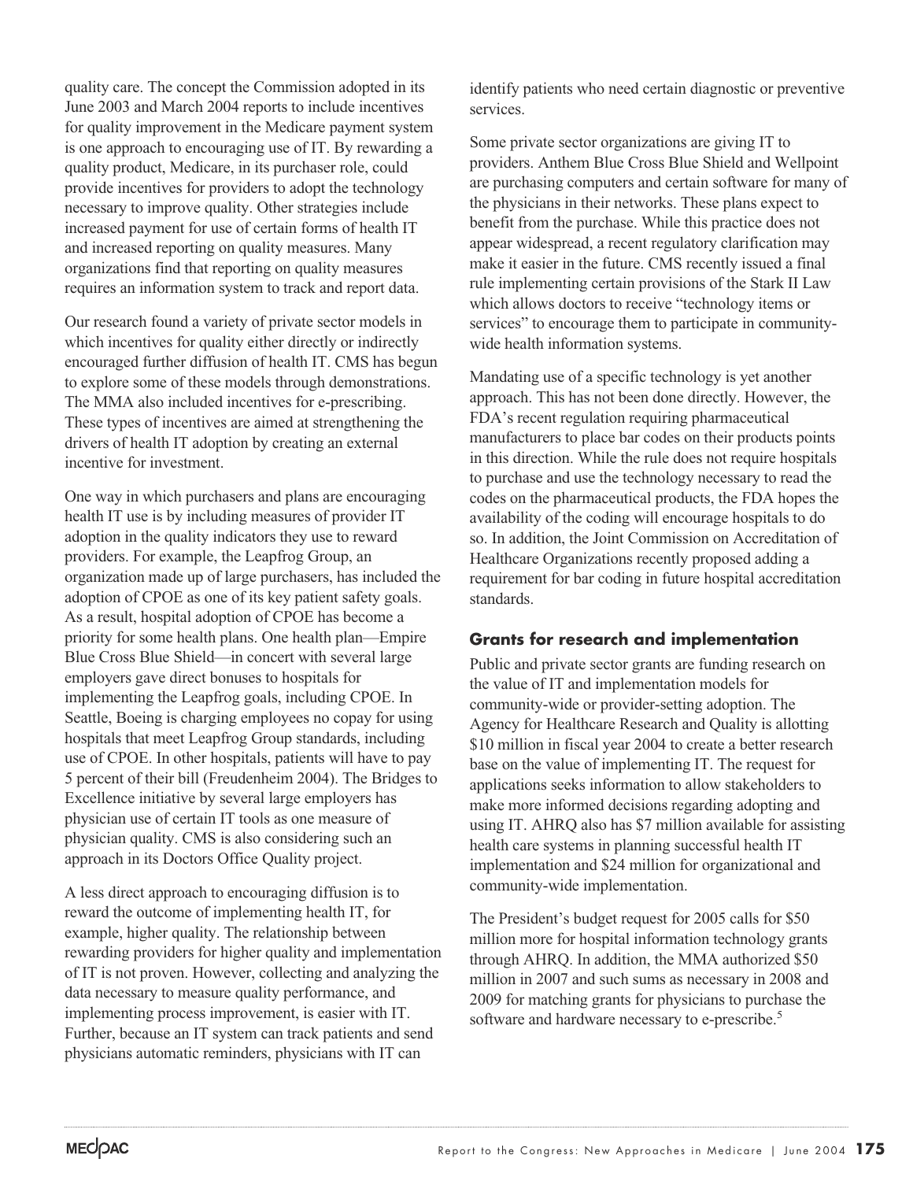quality care. The concept the Commission adopted in its June 2003 and March 2004 reports to include incentives for quality improvement in the Medicare payment system is one approach to encouraging use of IT. By rewarding a quality product, Medicare, in its purchaser role, could provide incentives for providers to adopt the technology necessary to improve quality. Other strategies include increased payment for use of certain forms of health IT and increased reporting on quality measures. Many organizations find that reporting on quality measures requires an information system to track and report data.

Our research found a variety of private sector models in which incentives for quality either directly or indirectly encouraged further diffusion of health IT. CMS has begun to explore some of these models through demonstrations. The MMA also included incentives for e-prescribing. These types of incentives are aimed at strengthening the drivers of health IT adoption by creating an external incentive for investment.

One way in which purchasers and plans are encouraging health IT use is by including measures of provider IT adoption in the quality indicators they use to reward providers. For example, the Leapfrog Group, an organization made up of large purchasers, has included the adoption of CPOE as one of its key patient safety goals. As a result, hospital adoption of CPOE has become a priority for some health plans. One health plan—Empire Blue Cross Blue Shield—in concert with several large employers gave direct bonuses to hospitals for implementing the Leapfrog goals, including CPOE. In Seattle, Boeing is charging employees no copay for using hospitals that meet Leapfrog Group standards, including use of CPOE. In other hospitals, patients will have to pay 5 percent of their bill (Freudenheim 2004). The Bridges to Excellence initiative by several large employers has physician use of certain IT tools as one measure of physician quality. CMS is also considering such an approach in its Doctors Office Quality project.

A less direct approach to encouraging diffusion is to reward the outcome of implementing health IT, for example, higher quality. The relationship between rewarding providers for higher quality and implementation of IT is not proven. However, collecting and analyzing the data necessary to measure quality performance, and implementing process improvement, is easier with IT. Further, because an IT system can track patients and send physicians automatic reminders, physicians with IT can identify patients who need certain diagnostic or preventive services.

Some private sector organizations are giving IT to providers. Anthem Blue Cross Blue Shield and Wellpoint are purchasing computers and certain software for many of the physicians in their networks. These plans expect to benefit from the purchase. While this practice does not appear widespread, a recent regulatory clarification may make it easier in the future. CMS recently issued a final rule implementing certain provisions of the Stark II Law which allows doctors to receive "technology items or services" to encourage them to participate in community-wide health information systems.

Mandating use of a specific technology is yet another approach. This has not been done directly. However, the FDA's recent regulation requiring pharmaceutical manufacturers to place bar codes on their products points in this direction. While the rule does not require hospitals to purchase and use the technology necessary to read the codes on the pharmaceutical products, the FDA hopes the availability of the coding will encourage hospitals to do so. In addition, the Joint Commission on Accreditation of Healthcare Organizations recently proposed adding a requirement for bar coding in future hospital accreditation standards.

### Grants for research and implementation

Public and private sector grants are funding research on the value of IT and implementation models for community-wide or provider-setting adoption. The Agency for Healthcare Research and Quality is allotting $10 million in fiscal year 2004 to create a better research base on the value of implementing IT. The request for applications seeks information to allow stakeholders to make more informed decisions regarding adopting and using IT. AHRQ also has $7 million available for assisting health care systems in planning successful health IT implementation and $24 million for organizational and community-wide implementation.

The President's budget request for 2005 calls for $50 million more for hospital information technology grants through AHRQ. In addition, the MMA authorized $50 million in 2007 and such sums as necessary in 2008 and 2009 for matching grants for physicians to purchase the software and hardware necessary to e-prescribe.[5]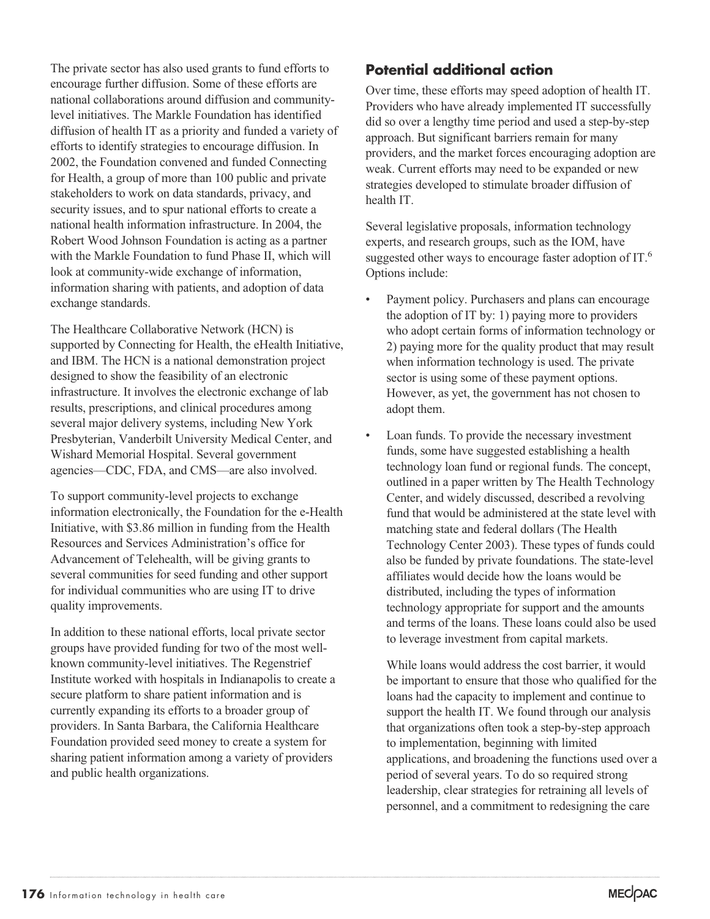The private sector has also used grants to fund efforts to encourage further diffusion. Some of these efforts are national collaborations around diffusion and community-level initiatives. The Markle Foundation has identified diffusion of health IT as a priority and funded a variety of efforts to identify strategies to encourage diffusion. In 2002, the Foundation convened and funded Connecting for Health, a group of more than 100 public and private stakeholders to work on data standards, privacy, and security issues, and to spur national efforts to create a national health information infrastructure. In 2004, the Robert Wood Johnson Foundation is acting as a partner with the Markle Foundation to fund Phase II, which will look at community-wide exchange of information, information sharing with patients, and adoption of data exchange standards.

The Healthcare Collaborative Network (HCN) is supported by Connecting for Health, the eHealth Initiative, and IBM. The HCN is a national demonstration project designed to show the feasibility of an electronic infrastructure. It involves the electronic exchange of lab results, prescriptions, and clinical procedures among several major delivery systems, including New York Presbyterian, Vanderbilt University Medical Center, and Wishard Memorial Hospital. Several government agencies—CDC, FDA, and CMS—are also involved.

To support community-level projects to exchange information electronically, the Foundation for the e-Health Initiative, with $3.86 million in funding from the Health Resources and Services Administration's office for Advancement of Telehealth, will be giving grants to several communities for seed funding and other support for individual communities who are using IT to drive quality improvements.

In addition to these national efforts, local private sector groups have provided funding for two of the most well-known community-level initiatives. The Regenstrief Institute worked with hospitals in Indianapolis to create a secure platform to share patient information and is currently expanding its efforts to a broader group of providers. In Santa Barbara, the California Healthcare Foundation provided seed money to create a system for sharing patient information among a variety of providers and public health organizations.

## Potential additional action

Over time, these efforts may speed adoption of health IT. Providers who have already implemented IT successfully did so over a lengthy time period and used a step-by-step approach. But significant barriers remain for many providers, and the market forces encouraging adoption are weak. Current efforts may need to be expanded or new strategies developed to stimulate broader diffusion of health IT.

Several legislative proposals, information technology experts, and research groups, such as the IOM, have suggested other ways to encourage faster adoption of IT.[6] Options include:

- Payment policy. Purchasers and plans can encourage the adoption of IT by: 1) paying more to providers who adopt certain forms of information technology or 2) paying more for the quality product that may result when information technology is used. The private sector is using some of these payment options. However, as yet, the government has not chosen to adopt them.
- Loan funds. To provide the necessary investment funds, some have suggested establishing a health technology loan fund or regional funds. The concept, outlined in a paper written by The Health Technology Center, and widely discussed, described a revolving fund that would be administered at the state level with matching state and federal dollars (The Health Technology Center 2003). These types of funds could also be funded by private foundations. The state-level affiliates would decide how the loans would be distributed, including the types of information technology appropriate for support and the amounts and terms of the loans. These loans could also be used to leverage investment from capital markets.

  While loans would address the cost barrier, it would be important to ensure that those who qualified for the loans had the capacity to implement and continue to support the health IT. We found through our analysis that organizations often took a step-by-step approach to implementation, beginning with limited applications, and broadening the functions used over a period of several years. To do so required strong leadership, clear strategies for retraining all levels of personnel, and a commitment to redesigning the care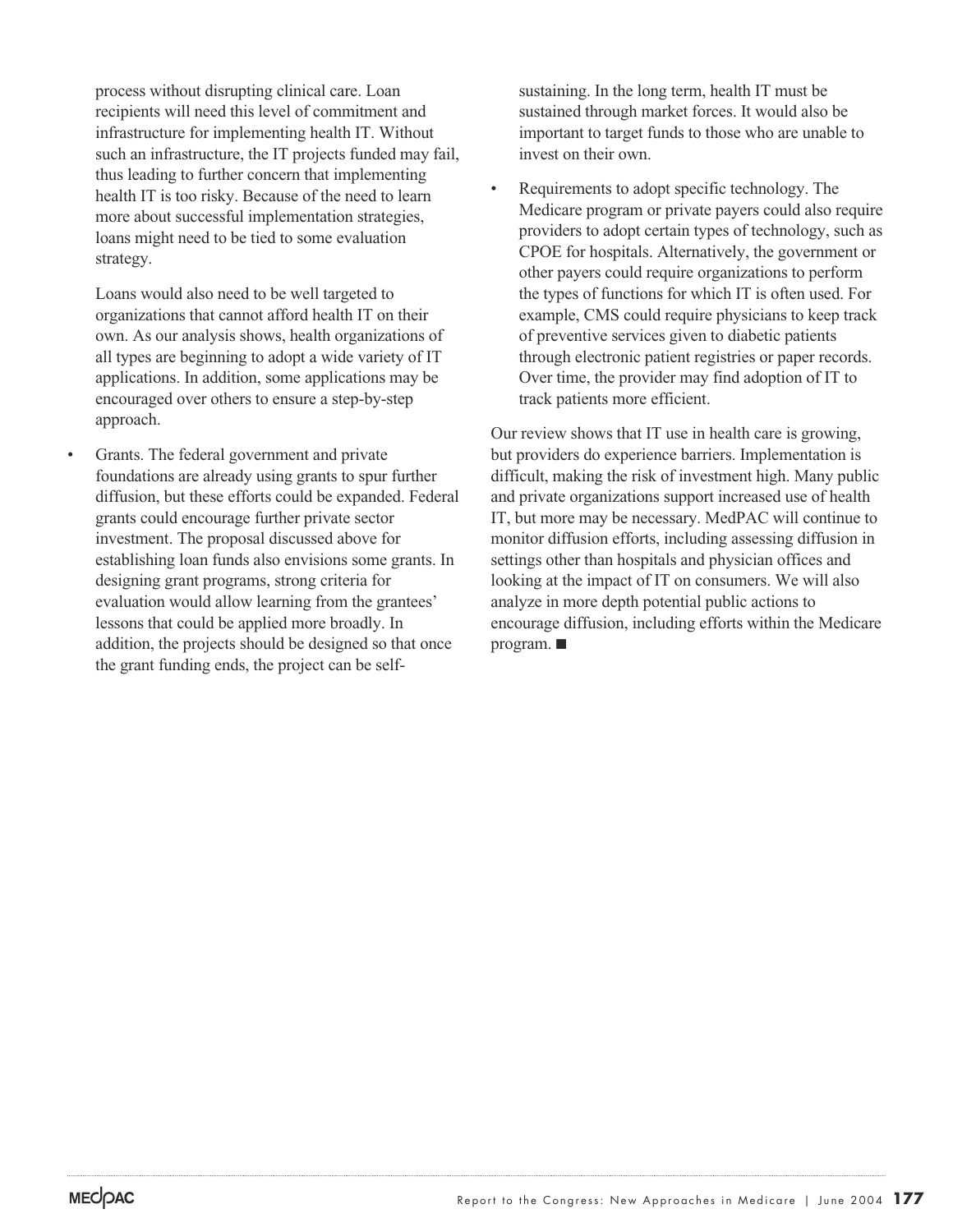process without disrupting clinical care. Loan recipients will need this level of commitment and infrastructure for implementing health IT. Without such an infrastructure, the IT projects funded may fail, thus leading to further concern that implementing health IT is too risky. Because of the need to learn more about successful implementation strategies, loans might need to be tied to some evaluation strategy.

Loans would also need to be well targeted to organizations that cannot afford health IT on their own. As our analysis shows, health organizations of all types are beginning to adopt a wide variety of IT applications. In addition, some applications may be encouraged over others to ensure a step-by-step approach.

- Grants. The federal government and private foundations are already using grants to spur further diffusion, but these efforts could be expanded. Federal grants could encourage further private sector investment. The proposal discussed above for establishing loan funds also envisions some grants. In designing grant programs, strong criteria for evaluation would allow learning from the grantees' lessons that could be applied more broadly. In addition, the projects should be designed so that once the grant funding ends, the project can be self-sustaining. In the long term, health IT must be sustained through market forces. It would also be important to target funds to those who are unable to invest on their own.

- Requirements to adopt specific technology. The Medicare program or private payers could also require providers to adopt certain types of technology, such as CPOE for hospitals. Alternatively, the government or other payers could require organizations to perform the types of functions for which IT is often used. For example, CMS could require physicians to keep track of preventive services given to diabetic patients through electronic patient registries or paper records. Over time, the provider may find adoption of IT to track patients more efficient.

Our review shows that IT use in health care is growing, but providers do experience barriers. Implementation is difficult, making the risk of investment high. Many public and private organizations support increased use of health IT, but more may be necessary. MedPAC will continue to monitor diffusion efforts, including assessing diffusion in settings other than hospitals and physician offices and looking at the impact of IT on consumers. We will also analyze in more depth potential public actions to encourage diffusion, including efforts within the Medicare program. ■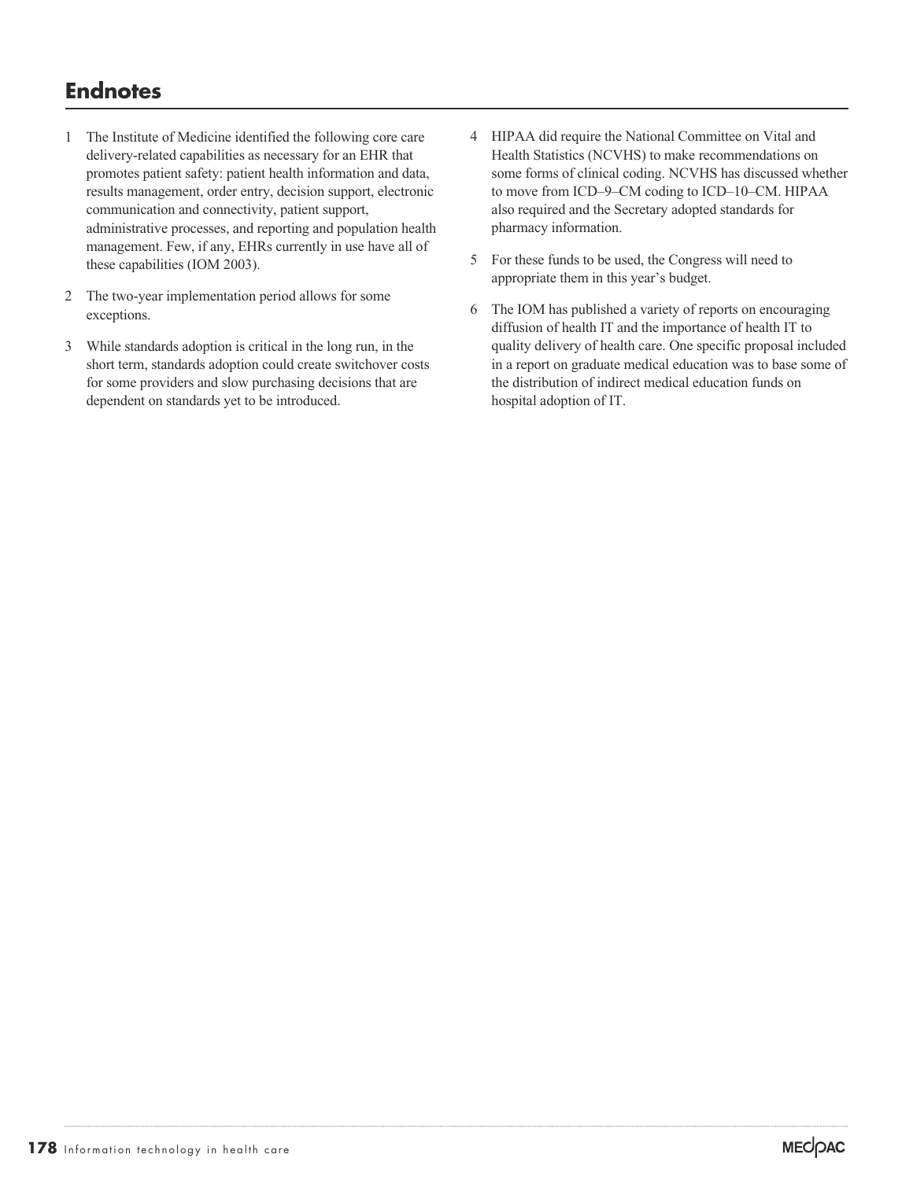## Endnotes

1 The Institute of Medicine identified the following core care delivery-related capabilities as necessary for an EHR that promotes patient safety: patient health information and data, results management, order entry, decision support, electronic communication and connectivity, patient support, administrative processes, and reporting and population health management. Few, if any, EHRs currently in use have all of these capabilities (IOM 2003).

2 The two-year implementation period allows for some exceptions.

3 While standards adoption is critical in the long run, in the short term, standards adoption could create switchover costs for some providers and slow purchasing decisions that are dependent on standards yet to be introduced.

4 HIPAA did require the National Committee on Vital and Health Statistics (NCVHS) to make recommendations on some forms of clinical coding. NCVHS has discussed whether to move from ICD–9–CM coding to ICD–10–CM. HIPAA also required and the Secretary adopted standards for pharmacy information.

5 For these funds to be used, the Congress will need to appropriate them in this year's budget.

6 The IOM has published a variety of reports on encouraging diffusion of health IT and the importance of health IT to quality delivery of health care. One specific proposal included in a report on graduate medical education was to base some of the distribution of indirect medical education funds on hospital adoption of IT.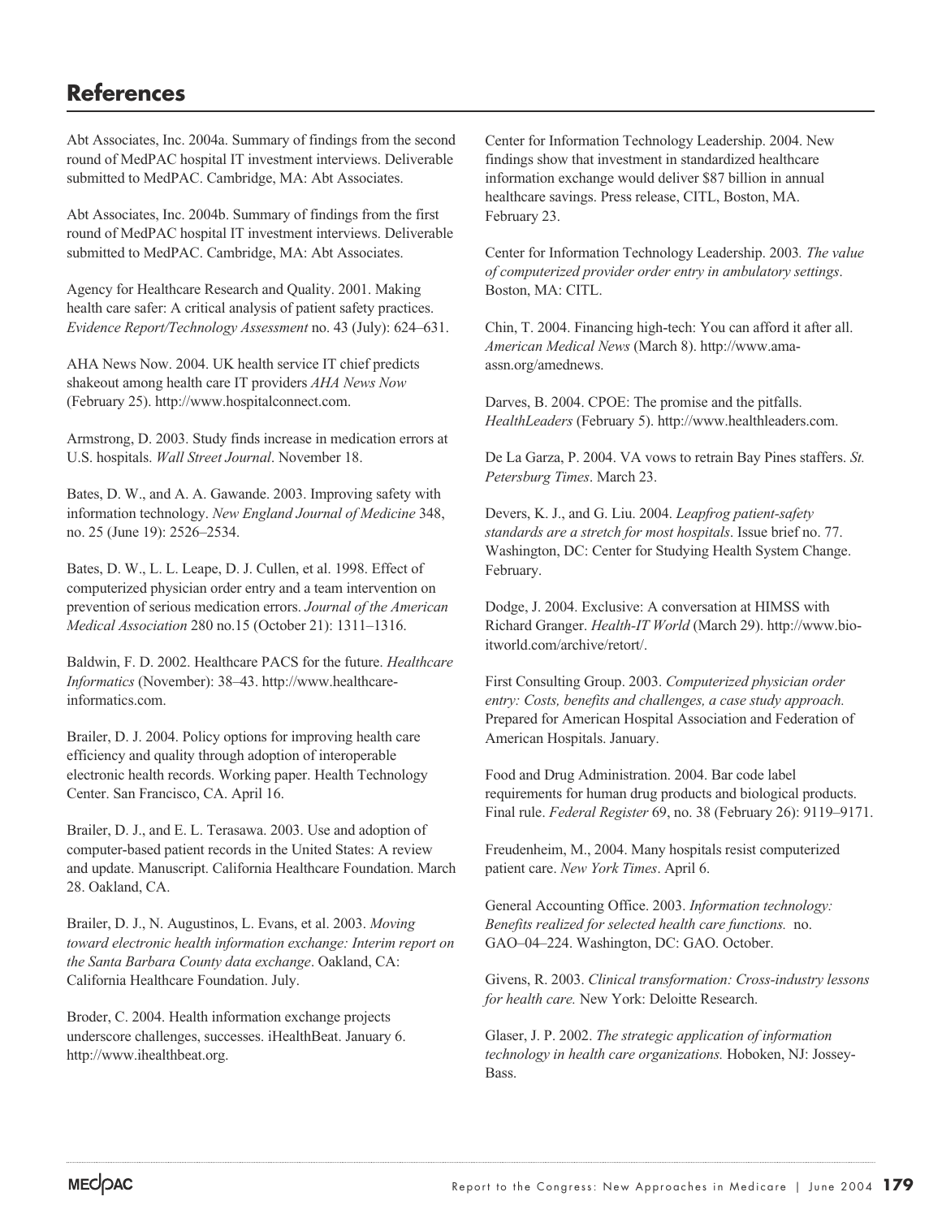## References

Abt Associates, Inc. 2004a. Summary of findings from the second round of MedPAC hospital IT investment interviews. Deliverable submitted to MedPAC. Cambridge, MA: Abt Associates.

Abt Associates, Inc. 2004b. Summary of findings from the first round of MedPAC hospital IT investment interviews. Deliverable submitted to MedPAC. Cambridge, MA: Abt Associates.

Agency for Healthcare Research and Quality. 2001. Making health care safer: A critical analysis of patient safety practices. *Evidence Report/Technology Assessment* no. 43 (July): 624–631.

AHA News Now. 2004. UK health service IT chief predicts shakeout among health care IT providers *AHA News Now* (February 25). http://www.hospitalconnect.com.

Armstrong, D. 2003. Study finds increase in medication errors at U.S. hospitals. *Wall Street Journal*. November 18.

Bates, D. W., and A. A. Gawande. 2003. Improving safety with information technology. *New England Journal of Medicine* 348, no. 25 (June 19): 2526–2534.

Bates, D. W., L. L. Leape, D. J. Cullen, et al. 1998. Effect of computerized physician order entry and a team intervention on prevention of serious medication errors. *Journal of the American Medical Association* 280 no.15 (October 21): 1311–1316.

Baldwin, F. D. 2002. Healthcare PACS for the future. *Healthcare Informatics* (November): 38–43. http://www.healthcare-informatics.com.

Brailer, D. J. 2004. Policy options for improving health care efficiency and quality through adoption of interoperable electronic health records. Working paper. Health Technology Center. San Francisco, CA. April 16.

Brailer, D. J., and E. L. Terasawa. 2003. Use and adoption of computer-based patient records in the United States: A review and update. Manuscript. California Healthcare Foundation. March 28. Oakland, CA.

Brailer, D. J., N. Augustinos, L. Evans, et al. 2003. *Moving toward electronic health information exchange: Interim report on the Santa Barbara County data exchange*. Oakland, CA: California Healthcare Foundation. July.

Broder, C. 2004. Health information exchange projects underscore challenges, successes. iHealthBeat. January 6. http://www.ihealthbeat.org.

Center for Information Technology Leadership. 2004. New findings show that investment in standardized healthcare information exchange would deliver $87 billion in annual healthcare savings. Press release, CITL, Boston, MA. February 23.

Center for Information Technology Leadership. 2003*. The value of computerized provider order entry in ambulatory settings*. Boston, MA: CITL.

Chin, T. 2004. Financing high-tech: You can afford it after all. *American Medical News* (March 8). http://www.ama-assn.org/amednews.

Darves, B. 2004. CPOE: The promise and the pitfalls. *HealthLeaders* (February 5). http://www.healthleaders.com.

De La Garza, P. 2004. VA vows to retrain Bay Pines staffers. *St. Petersburg Times*. March 23.

Devers, K. J., and G. Liu. 2004. *Leapfrog patient-safety standards are a stretch for most hospitals*. Issue brief no. 77. Washington, DC: Center for Studying Health System Change. February.

Dodge, J. 2004. Exclusive: A conversation at HIMSS with Richard Granger. *Health-IT World* (March 29). http://www.bio-itworld.com/archive/retort/.

First Consulting Group. 2003. *Computerized physician order entry: Costs, benefits and challenges, a case study approach.* Prepared for American Hospital Association and Federation of American Hospitals. January.

Food and Drug Administration. 2004. Bar code label requirements for human drug products and biological products. Final rule. *Federal Register* 69, no. 38 (February 26): 9119–9171.

Freudenheim, M., 2004. Many hospitals resist computerized patient care. *New York Times*. April 6.

General Accounting Office. 2003. *Information technology: Benefits realized for selected health care functions.* no. GAO–04–224. Washington, DC: GAO. October.

Givens, R. 2003. *Clinical transformation: Cross-industry lessons for health care.* New York: Deloitte Research.

Glaser, J. P. 2002. *The strategic application of information technology in health care organizations.* Hoboken, NJ: Jossey-Bass.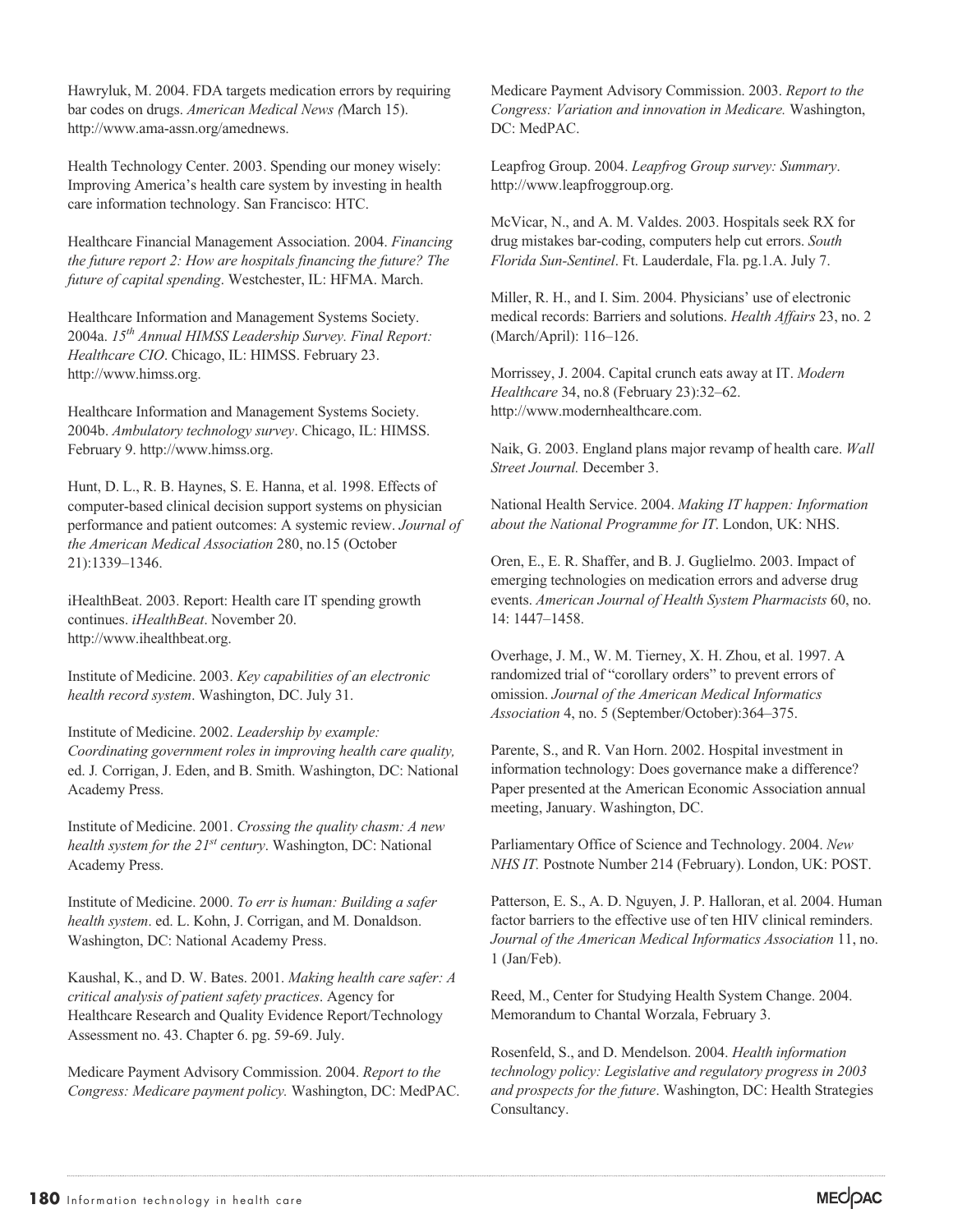Hawryluk, M. 2004. FDA targets medication errors by requiring bar codes on drugs. *American Medical News (*March 15). http://www.ama-assn.org/amednews.

Health Technology Center. 2003. Spending our money wisely: Improving America's health care system by investing in health care information technology. San Francisco: HTC.

Healthcare Financial Management Association. 2004. *Financing the future report 2: How are hospitals financing the future? The future of capital spending*. Westchester, IL: HFMA. March.

Healthcare Information and Management Systems Society. 2004a. *15th Annual HIMSS Leadership Survey. Final Report: Healthcare CIO*. Chicago, IL: HIMSS. February 23. http://www.himss.org.

Healthcare Information and Management Systems Society. 2004b. *Ambulatory technology survey*. Chicago, IL: HIMSS. February 9. http://www.himss.org.

Hunt, D. L., R. B. Haynes, S. E. Hanna, et al. 1998. Effects of computer-based clinical decision support systems on physician performance and patient outcomes: A systemic review. *Journal of the American Medical Association* 280, no.15 (October 21):1339–1346.

iHealthBeat. 2003. Report: Health care IT spending growth continues. *iHealthBeat*. November 20. http://www.ihealthbeat.org.

Institute of Medicine. 2003. *Key capabilities of an electronic health record system*. Washington, DC. July 31.

Institute of Medicine. 2002. *Leadership by example: Coordinating government roles in improving health care quality,* ed. J. Corrigan, J. Eden, and B. Smith. Washington, DC: National Academy Press.

Institute of Medicine. 2001. *Crossing the quality chasm: A new health system for the 21st century*. Washington, DC: National Academy Press.

Institute of Medicine. 2000. *To err is human: Building a safer health system*. ed. L. Kohn, J. Corrigan, and M. Donaldson. Washington, DC: National Academy Press.

Kaushal, K., and D. W. Bates. 2001. *Making health care safer: A critical analysis of patient safety practices*. Agency for Healthcare Research and Quality Evidence Report/Technology Assessment no. 43. Chapter 6. pg. 59-69. July.

Medicare Payment Advisory Commission. 2004. *Report to the Congress: Medicare payment policy.* Washington, DC: MedPAC.

Medicare Payment Advisory Commission. 2003. *Report to the Congress: Variation and innovation in Medicare.* Washington, DC: MedPAC.

Leapfrog Group. 2004. *Leapfrog Group survey: Summary*. http://www.leapfroggroup.org.

McVicar, N., and A. M. Valdes. 2003. Hospitals seek RX for drug mistakes bar-coding, computers help cut errors. *South Florida Sun-Sentinel*. Ft. Lauderdale, Fla. pg.1.A. July 7.

Miller, R. H., and I. Sim. 2004. Physicians' use of electronic medical records: Barriers and solutions. *Health Affairs* 23, no. 2 (March/April): 116–126.

Morrissey, J. 2004. Capital crunch eats away at IT. *Modern Healthcare* 34, no.8 (February 23):32–62. http://www.modernhealthcare.com.

Naik, G. 2003. England plans major revamp of health care. *Wall Street Journal.* December 3.

National Health Service. 2004. *Making IT happen: Information about the National Programme for IT*. London, UK: NHS.

Oren, E., E. R. Shaffer, and B. J. Guglielmo. 2003. Impact of emerging technologies on medication errors and adverse drug events. *American Journal of Health System Pharmacists* 60, no. 14: 1447–1458.

Overhage, J. M., W. M. Tierney, X. H. Zhou, et al. 1997. A randomized trial of "corollary orders" to prevent errors of omission. *Journal of the American Medical Informatics Association* 4, no. 5 (September/October):364–375.

Parente, S., and R. Van Horn. 2002. Hospital investment in information technology: Does governance make a difference? Paper presented at the American Economic Association annual meeting, January. Washington, DC.

Parliamentary Office of Science and Technology. 2004. *New NHS IT.* Postnote Number 214 (February). London, UK: POST.

Patterson, E. S., A. D. Nguyen, J. P. Halloran, et al. 2004. Human factor barriers to the effective use of ten HIV clinical reminders. *Journal of the American Medical Informatics Association* 11, no. 1 (Jan/Feb).

Reed, M., Center for Studying Health System Change. 2004. Memorandum to Chantal Worzala, February 3.

Rosenfeld, S., and D. Mendelson. 2004. *Health information technology policy: Legislative and regulatory progress in 2003 and prospects for the future*. Washington, DC: Health Strategies Consultancy.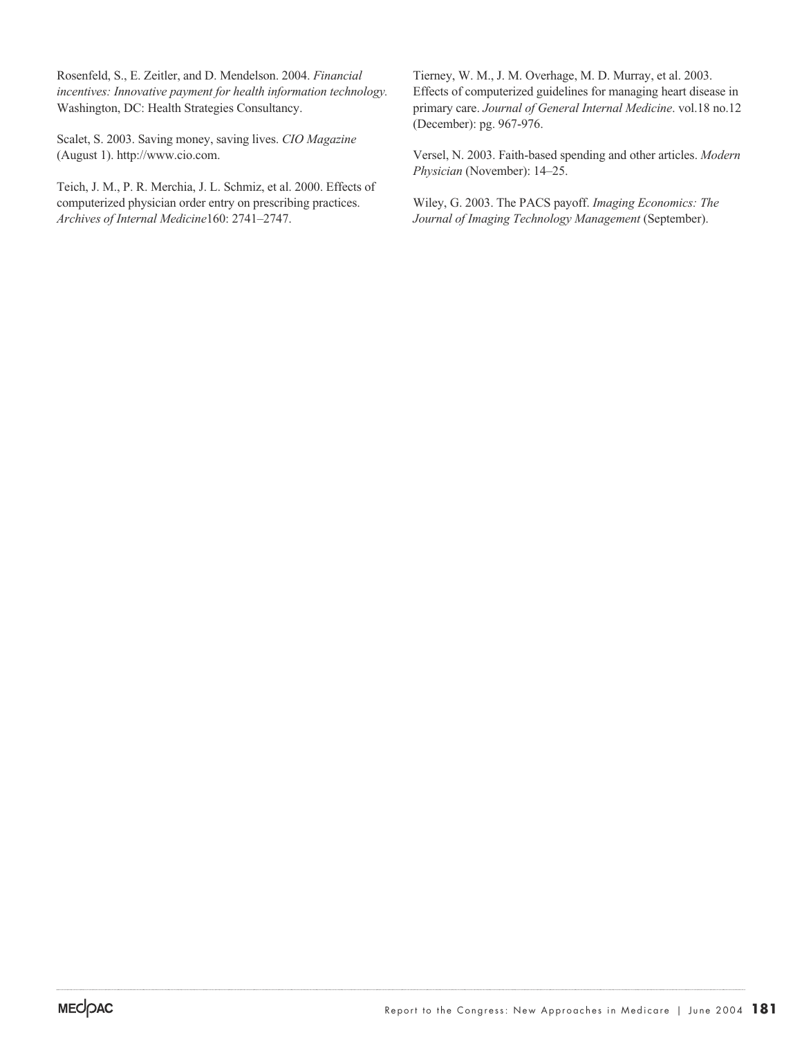Rosenfeld, S., E. Zeitler, and D. Mendelson. 2004. *Financial incentives: Innovative payment for health information technology.* Washington, DC: Health Strategies Consultancy.

Scalet, S. 2003. Saving money, saving lives. *CIO Magazine* (August 1). http://www.cio.com.

Teich, J. M., P. R. Merchia, J. L. Schmiz, et al. 2000. Effects of computerized physician order entry on prescribing practices. *Archives of Internal Medicine*160: 2741–2747.

Tierney, W. M., J. M. Overhage, M. D. Murray, et al. 2003. Effects of computerized guidelines for managing heart disease in primary care. *Journal of General Internal Medicine*. vol.18 no.12 (December): pg. 967-976.

Versel, N. 2003. Faith-based spending and other articles. *Modern Physician* (November): 14–25.

Wiley, G. 2003. The PACS payoff. *Imaging Economics: The Journal of Imaging Technology Management* (September).